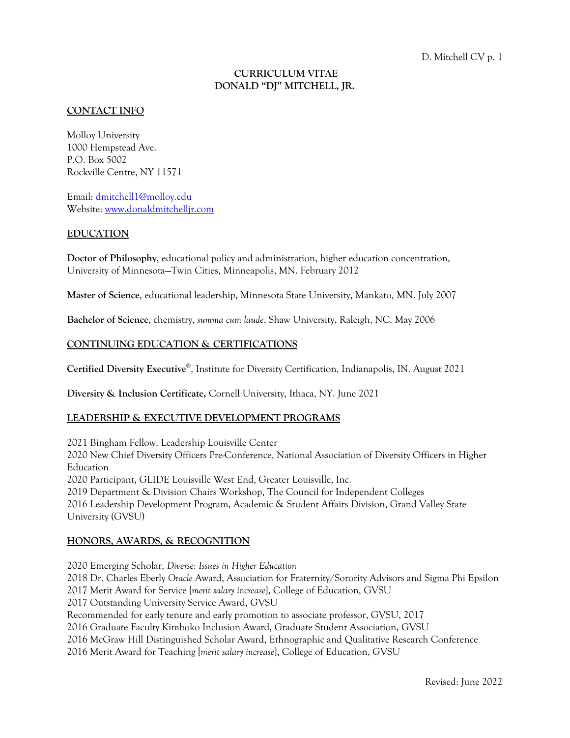# CURRICULUM VITAE
# DONALD "DJ" MITCHELL, JR.

## CONTACT INFO

Molloy University
1000 Hempstead Ave.
P.O. Box 5002
Rockville Centre, NY 11571

Email: dmitchell1@molloy.edu
Website: www.donaldmitchelljr.com

## EDUCATION

**Doctor of Philosophy**, educational policy and administration, higher education concentration, University of Minnesota—Twin Cities, Minneapolis, MN. February 2012

**Master of Science**, educational leadership, Minnesota State University, Mankato, MN. July 2007

**Bachelor of Science**, chemistry, *summa cum laude*, Shaw University, Raleigh, NC. May 2006

## CONTINUING EDUCATION & CERTIFICATIONS

**Certified Diversity Executive®**, Institute for Diversity Certification, Indianapolis, IN. August 2021

**Diversity & Inclusion Certificate,** Cornell University, Ithaca, NY. June 2021

## LEADERSHIP & EXECUTIVE DEVELOPMENT PROGRAMS

2021 Bingham Fellow, Leadership Louisville Center
2020 New Chief Diversity Officers Pre-Conference, National Association of Diversity Officers in Higher Education
2020 Participant, GLIDE Louisville West End, Greater Louisville, Inc.
2019 Department & Division Chairs Workshop, The Council for Independent Colleges
2016 Leadership Development Program, Academic & Student Affairs Division, Grand Valley State University (GVSU)

## HONORS, AWARDS, & RECOGNITION

2020 Emerging Scholar, *Diverse: Issues in Higher Education*
2018 Dr. Charles Eberly *Oracle* Award, Association for Fraternity/Sorority Advisors and Sigma Phi Epsilon
2017 Merit Award for Service [*merit salary increase*], College of Education, GVSU
2017 Outstanding University Service Award, GVSU
Recommended for early tenure and early promotion to associate professor, GVSU, 2017
2016 Graduate Faculty Kimboko Inclusion Award, Graduate Student Association, GVSU
2016 McGraw Hill Distinguished Scholar Award, Ethnographic and Qualitative Research Conference
2016 Merit Award for Teaching [*merit salary increase*], College of Education, GVSU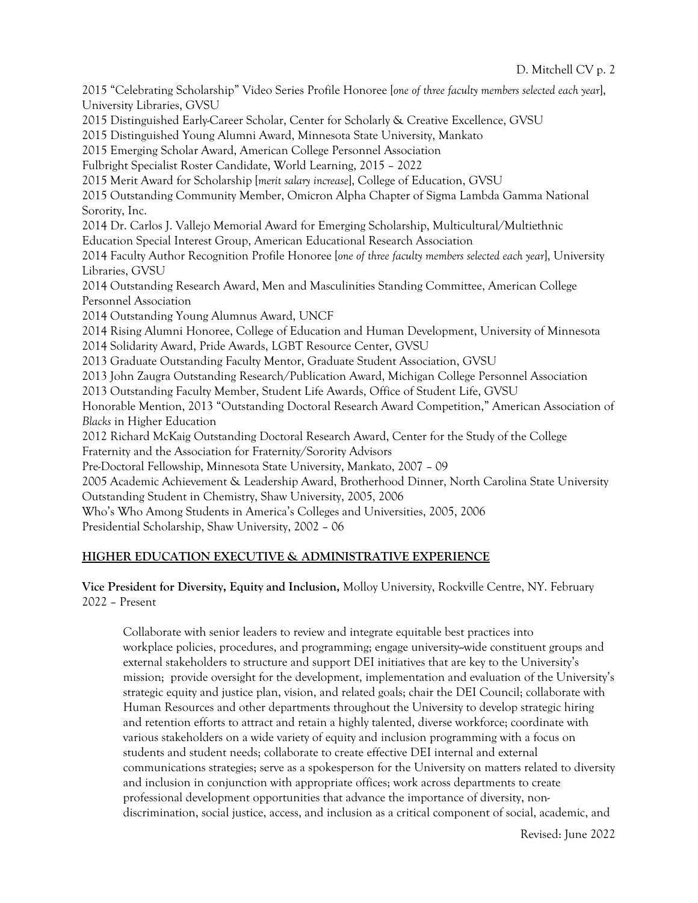2015 "Celebrating Scholarship" Video Series Profile Honoree [*one of three faculty members selected each year*], University Libraries, GVSU

2015 Distinguished Early-Career Scholar, Center for Scholarly & Creative Excellence, GVSU

2015 Distinguished Young Alumni Award, Minnesota State University, Mankato

2015 Emerging Scholar Award, American College Personnel Association

Fulbright Specialist Roster Candidate, World Learning, 2015 – 2022

2015 Merit Award for Scholarship [*merit salary increase*], College of Education, GVSU

2015 Outstanding Community Member, Omicron Alpha Chapter of Sigma Lambda Gamma National Sorority, Inc.

2014 Dr. Carlos J. Vallejo Memorial Award for Emerging Scholarship, Multicultural/Multiethnic Education Special Interest Group, American Educational Research Association

2014 Faculty Author Recognition Profile Honoree [*one of three faculty members selected each year*], University Libraries, GVSU

2014 Outstanding Research Award, Men and Masculinities Standing Committee, American College Personnel Association

2014 Outstanding Young Alumnus Award, UNCF

2014 Rising Alumni Honoree, College of Education and Human Development, University of Minnesota

2014 Solidarity Award, Pride Awards, LGBT Resource Center, GVSU

2013 Graduate Outstanding Faculty Mentor, Graduate Student Association, GVSU

2013 John Zaugra Outstanding Research/Publication Award, Michigan College Personnel Association

2013 Outstanding Faculty Member, Student Life Awards, Office of Student Life, GVSU

Honorable Mention, 2013 "Outstanding Doctoral Research Award Competition," American Association of *Blacks* in Higher Education

2012 Richard McKaig Outstanding Doctoral Research Award, Center for the Study of the College Fraternity and the Association for Fraternity/Sorority Advisors

Pre-Doctoral Fellowship, Minnesota State University, Mankato, 2007 – 09

2005 Academic Achievement & Leadership Award, Brotherhood Dinner, North Carolina State University

Outstanding Student in Chemistry, Shaw University, 2005, 2006

Who's Who Among Students in America's Colleges and Universities, 2005, 2006

Presidential Scholarship, Shaw University, 2002 – 06

## HIGHER EDUCATION EXECUTIVE & ADMINISTRATIVE EXPERIENCE

**Vice President for Diversity, Equity and Inclusion,** Molloy University, Rockville Centre, NY. February 2022 – Present

> Collaborate with senior leaders to review and integrate equitable best practices into workplace policies, procedures, and programming; engage university-wide constituent groups and external stakeholders to structure and support DEI initiatives that are key to the University's mission; provide oversight for the development, implementation and evaluation of the University's strategic equity and justice plan, vision, and related goals; chair the DEI Council; collaborate with Human Resources and other departments throughout the University to develop strategic hiring and retention efforts to attract and retain a highly talented, diverse workforce; coordinate with various stakeholders on a wide variety of equity and inclusion programming with a focus on students and student needs; collaborate to create effective DEI internal and external communications strategies; serve as a spokesperson for the University on matters related to diversity and inclusion in conjunction with appropriate offices; work across departments to create professional development opportunities that advance the importance of diversity, non-discrimination, social justice, access, and inclusion as a critical component of social, academic, and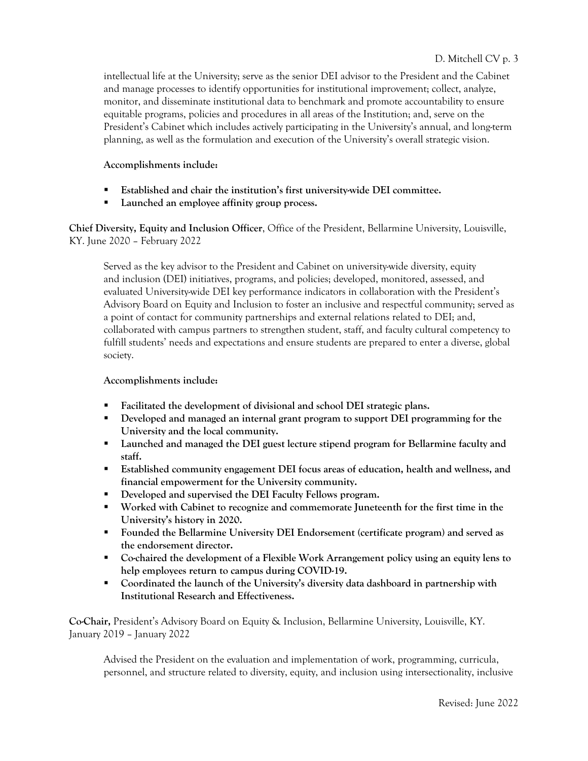intellectual life at the University; serve as the senior DEI advisor to the President and the Cabinet and manage processes to identify opportunities for institutional improvement; collect, analyze, monitor, and disseminate institutional data to benchmark and promote accountability to ensure equitable programs, policies and procedures in all areas of the Institution; and, serve on the President's Cabinet which includes actively participating in the University's annual, and long-term planning, as well as the formulation and execution of the University's overall strategic vision.

**Accomplishments include:**

- **Established and chair the institution's first university-wide DEI committee.**
- **Launched an employee affinity group process.**

**Chief Diversity, Equity and Inclusion Officer**, Office of the President, Bellarmine University, Louisville, KY. June 2020 – February 2022

Served as the key advisor to the President and Cabinet on university-wide diversity, equity and inclusion (DEI) initiatives, programs, and policies; developed, monitored, assessed, and evaluated University-wide DEI key performance indicators in collaboration with the President's Advisory Board on Equity and Inclusion to foster an inclusive and respectful community; served as a point of contact for community partnerships and external relations related to DEI; and, collaborated with campus partners to strengthen student, staff, and faculty cultural competency to fulfill students' needs and expectations and ensure students are prepared to enter a diverse, global society.

**Accomplishments include:**

- **Facilitated the development of divisional and school DEI strategic plans.**
- **Developed and managed an internal grant program to support DEI programming for the University and the local community.**
- **Launched and managed the DEI guest lecture stipend program for Bellarmine faculty and staff.**
- **Established community engagement DEI focus areas of education, health and wellness, and financial empowerment for the University community.**
- **Developed and supervised the DEI Faculty Fellows program.**
- **Worked with Cabinet to recognize and commemorate Juneteenth for the first time in the University's history in 2020.**
- **Founded the Bellarmine University DEI Endorsement (certificate program) and served as the endorsement director.**
- **Co-chaired the development of a Flexible Work Arrangement policy using an equity lens to help employees return to campus during COVID-19.**
- **Coordinated the launch of the University's diversity data dashboard in partnership with Institutional Research and Effectiveness.**

**Co-Chair,** President's Advisory Board on Equity & Inclusion, Bellarmine University, Louisville, KY. January 2019 – January 2022

Advised the President on the evaluation and implementation of work, programming, curricula, personnel, and structure related to diversity, equity, and inclusion using intersectionality, inclusive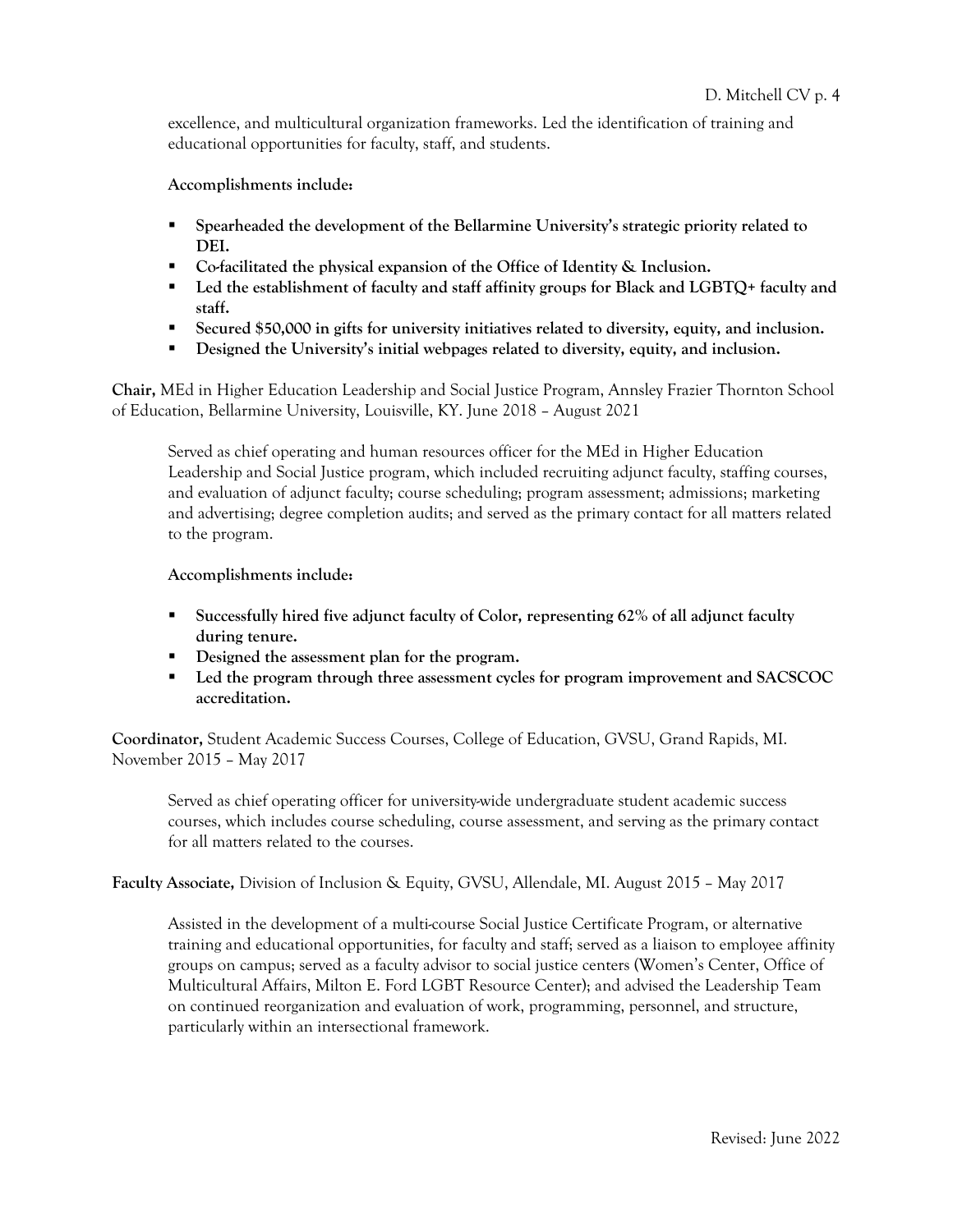excellence, and multicultural organization frameworks. Led the identification of training and educational opportunities for faculty, staff, and students.

**Accomplishments include:**

- **Spearheaded the development of the Bellarmine University's strategic priority related to DEI.**
- **Co-facilitated the physical expansion of the Office of Identity & Inclusion.**
- **Led the establishment of faculty and staff affinity groups for Black and LGBTQ+ faculty and staff.**
- **Secured $50,000 in gifts for university initiatives related to diversity, equity, and inclusion.**
- **Designed the University's initial webpages related to diversity, equity, and inclusion.**

**Chair,** MEd in Higher Education Leadership and Social Justice Program, Annsley Frazier Thornton School of Education, Bellarmine University, Louisville, KY. June 2018 – August 2021

Served as chief operating and human resources officer for the MEd in Higher Education Leadership and Social Justice program, which included recruiting adjunct faculty, staffing courses, and evaluation of adjunct faculty; course scheduling; program assessment; admissions; marketing and advertising; degree completion audits; and served as the primary contact for all matters related to the program.

**Accomplishments include:**

- **Successfully hired five adjunct faculty of Color, representing 62% of all adjunct faculty during tenure.**
- **Designed the assessment plan for the program.**
- **Led the program through three assessment cycles for program improvement and SACSCOC accreditation.**

**Coordinator,** Student Academic Success Courses, College of Education, GVSU, Grand Rapids, MI. November 2015 – May 2017

Served as chief operating officer for university-wide undergraduate student academic success courses, which includes course scheduling, course assessment, and serving as the primary contact for all matters related to the courses.

**Faculty Associate,** Division of Inclusion & Equity, GVSU, Allendale, MI. August 2015 – May 2017

Assisted in the development of a multi-course Social Justice Certificate Program, or alternative training and educational opportunities, for faculty and staff; served as a liaison to employee affinity groups on campus; served as a faculty advisor to social justice centers (Women's Center, Office of Multicultural Affairs, Milton E. Ford LGBT Resource Center); and advised the Leadership Team on continued reorganization and evaluation of work, programming, personnel, and structure, particularly within an intersectional framework.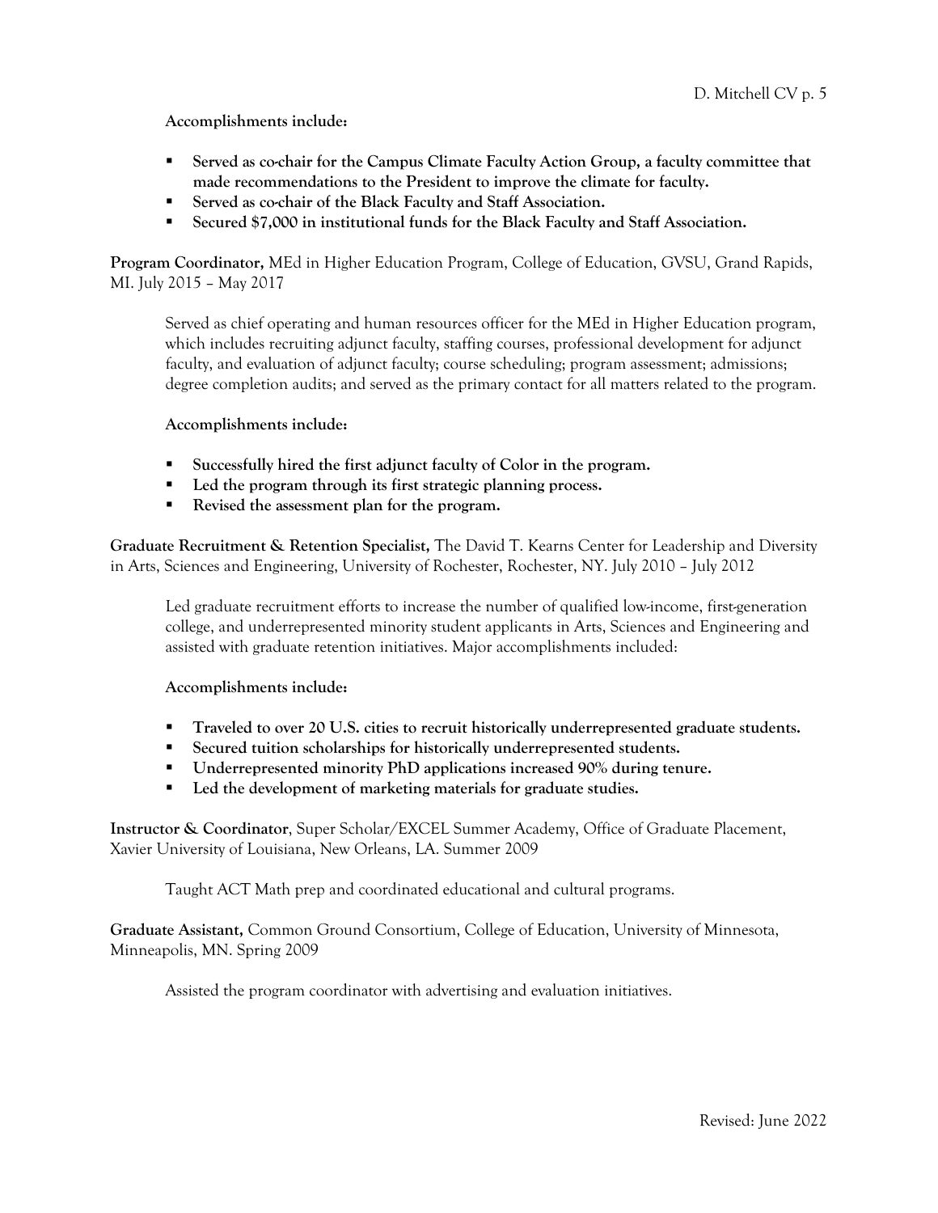**Accomplishments include:**

- **Served as co-chair for the Campus Climate Faculty Action Group, a faculty committee that made recommendations to the President to improve the climate for faculty.**
- **Served as co-chair of the Black Faculty and Staff Association.**
- **Secured $7,000 in institutional funds for the Black Faculty and Staff Association.**

**Program Coordinator,** MEd in Higher Education Program, College of Education, GVSU, Grand Rapids, MI. July 2015 – May 2017

Served as chief operating and human resources officer for the MEd in Higher Education program, which includes recruiting adjunct faculty, staffing courses, professional development for adjunct faculty, and evaluation of adjunct faculty; course scheduling; program assessment; admissions; degree completion audits; and served as the primary contact for all matters related to the program.

**Accomplishments include:**

- **Successfully hired the first adjunct faculty of Color in the program.**
- **Led the program through its first strategic planning process.**
- **Revised the assessment plan for the program.**

**Graduate Recruitment & Retention Specialist,** The David T. Kearns Center for Leadership and Diversity in Arts, Sciences and Engineering, University of Rochester, Rochester, NY. July 2010 – July 2012

Led graduate recruitment efforts to increase the number of qualified low-income, first-generation college, and underrepresented minority student applicants in Arts, Sciences and Engineering and assisted with graduate retention initiatives. Major accomplishments included:

**Accomplishments include:**

- **Traveled to over 20 U.S. cities to recruit historically underrepresented graduate students.**
- **Secured tuition scholarships for historically underrepresented students.**
- **Underrepresented minority PhD applications increased 90% during tenure.**
- **Led the development of marketing materials for graduate studies.**

**Instructor & Coordinator**, Super Scholar/EXCEL Summer Academy, Office of Graduate Placement, Xavier University of Louisiana, New Orleans, LA. Summer 2009

Taught ACT Math prep and coordinated educational and cultural programs.

**Graduate Assistant,** Common Ground Consortium, College of Education, University of Minnesota, Minneapolis, MN. Spring 2009

Assisted the program coordinator with advertising and evaluation initiatives.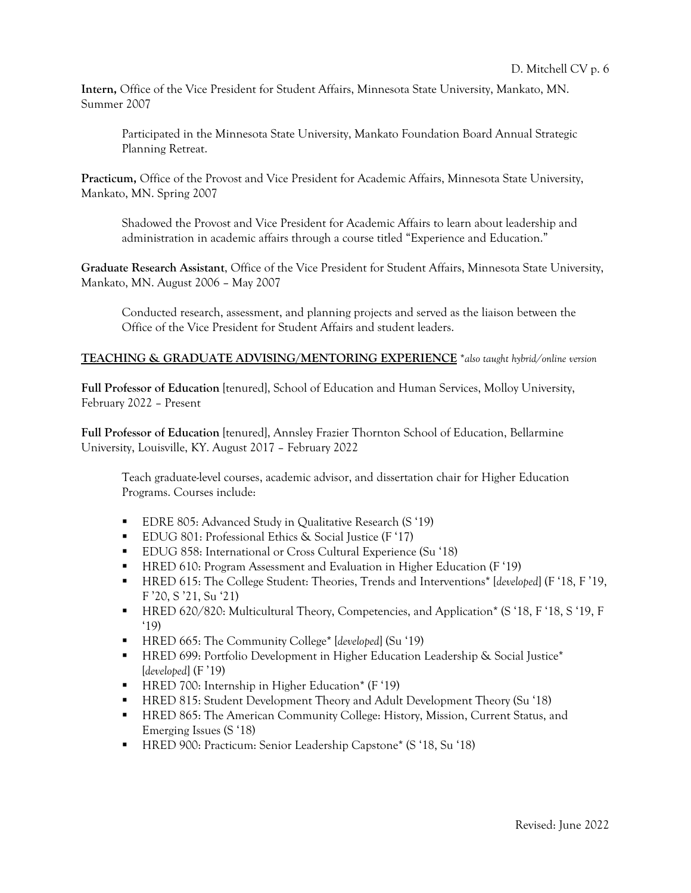**Intern,** Office of the Vice President for Student Affairs, Minnesota State University, Mankato, MN. Summer 2007

Participated in the Minnesota State University, Mankato Foundation Board Annual Strategic Planning Retreat.

**Practicum,** Office of the Provost and Vice President for Academic Affairs, Minnesota State University, Mankato, MN. Spring 2007

Shadowed the Provost and Vice President for Academic Affairs to learn about leadership and administration in academic affairs through a course titled "Experience and Education."

**Graduate Research Assistant**, Office of the Vice President for Student Affairs, Minnesota State University, Mankato, MN. August 2006 – May 2007

Conducted research, assessment, and planning projects and served as the liaison between the Office of the Vice President for Student Affairs and student leaders.

**TEACHING & GRADUATE ADVISING/MENTORING EXPERIENCE** **also taught hybrid/online version*

**Full Professor of Education** [tenured], School of Education and Human Services, Molloy University, February 2022 – Present

**Full Professor of Education** [tenured], Annsley Frazier Thornton School of Education, Bellarmine University, Louisville, KY. August 2017 – February 2022

Teach graduate-level courses, academic advisor, and dissertation chair for Higher Education Programs. Courses include:

- EDRE 805: Advanced Study in Qualitative Research (S '19)
- EDUG 801: Professional Ethics & Social Justice (F '17)
- EDUG 858: International or Cross Cultural Experience (Su '18)
- HRED 610: Program Assessment and Evaluation in Higher Education (F '19)
- HRED 615: The College Student: Theories, Trends and Interventions* [*developed*] (F '18, F '19, F '20, S '21, Su '21)
- HRED 620/820: Multicultural Theory, Competencies, and Application* (S '18, F '18, S '19, F '19)
- HRED 665: The Community College* [*developed*] (Su '19)
- HRED 699: Portfolio Development in Higher Education Leadership & Social Justice* [*developed*] (F '19)
- HRED 700: Internship in Higher Education* (F '19)
- HRED 815: Student Development Theory and Adult Development Theory (Su '18)
- HRED 865: The American Community College: History, Mission, Current Status, and Emerging Issues (S '18)
- HRED 900: Practicum: Senior Leadership Capstone* (S '18, Su '18)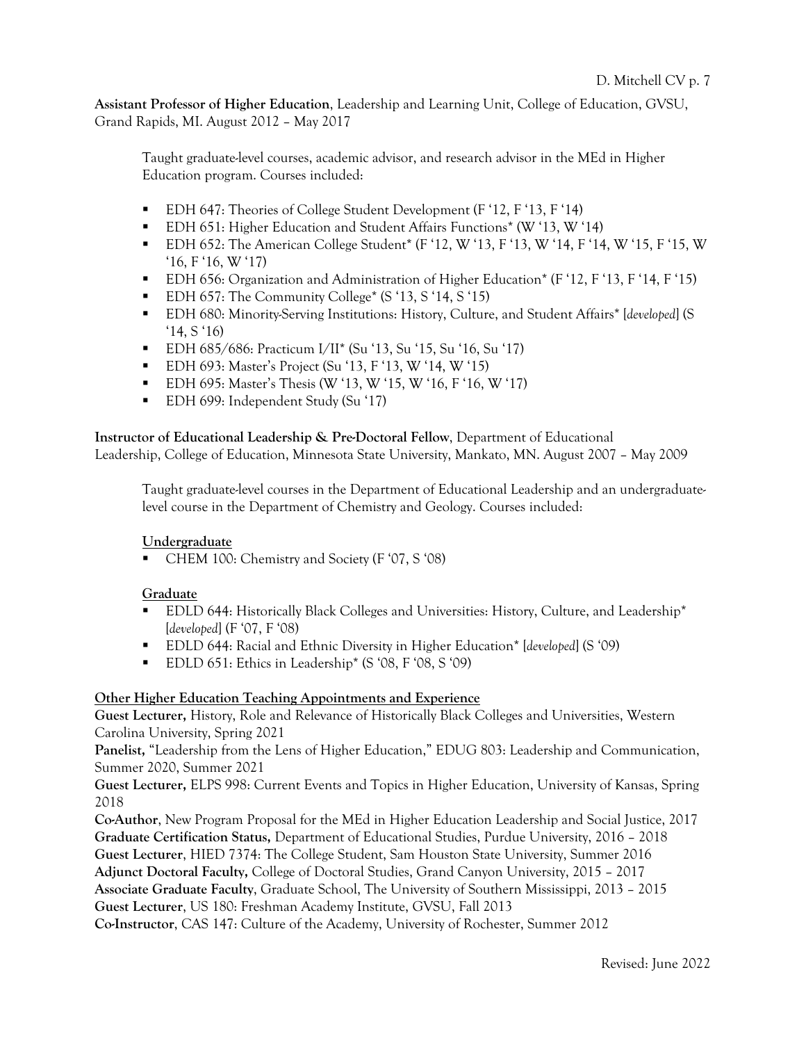**Assistant Professor of Higher Education**, Leadership and Learning Unit, College of Education, GVSU, Grand Rapids, MI. August 2012 – May 2017

Taught graduate-level courses, academic advisor, and research advisor in the MEd in Higher Education program. Courses included:

- EDH 647: Theories of College Student Development (F '12, F '13, F '14)
- EDH 651: Higher Education and Student Affairs Functions* (W '13, W '14)
- EDH 652: The American College Student* (F '12, W '13, F '13, W '14, F '14, W '15, F '15, W '16, F '16, W '17)
- EDH 656: Organization and Administration of Higher Education* (F '12, F '13, F '14, F '15)
- EDH 657: The Community College* (S '13, S '14, S '15)
- EDH 680: Minority-Serving Institutions: History, Culture, and Student Affairs* [*developed*] (S '14, S '16)
- EDH 685/686: Practicum I/II* (Su '13, Su '15, Su '16, Su '17)
- EDH 693: Master's Project (Su '13, F '13, W '14, W '15)
- EDH 695: Master's Thesis (W '13, W '15, W '16, F '16, W '17)
- EDH 699: Independent Study (Su '17)

**Instructor of Educational Leadership & Pre-Doctoral Fellow**, Department of Educational Leadership, College of Education, Minnesota State University, Mankato, MN. August 2007 – May 2009

Taught graduate-level courses in the Department of Educational Leadership and an undergraduate-level course in the Department of Chemistry and Geology. Courses included:

<u>**Undergraduate**</u>

- CHEM 100: Chemistry and Society (F '07, S '08)

<u>**Graduate**</u>

- EDLD 644: Historically Black Colleges and Universities: History, Culture, and Leadership* [*developed*] (F '07, F '08)
- EDLD 644: Racial and Ethnic Diversity in Higher Education* [*developed*] (S '09)
- EDLD 651: Ethics in Leadership* (S '08, F '08, S '09)

<u>**Other Higher Education Teaching Appointments and Experience**</u>

**Guest Lecturer,** History, Role and Relevance of Historically Black Colleges and Universities, Western Carolina University, Spring 2021
**Panelist,** "Leadership from the Lens of Higher Education," EDUG 803: Leadership and Communication, Summer 2020, Summer 2021
**Guest Lecturer,** ELPS 998: Current Events and Topics in Higher Education, University of Kansas, Spring 2018
**Co-Author**, New Program Proposal for the MEd in Higher Education Leadership and Social Justice, 2017
**Graduate Certification Status,** Department of Educational Studies, Purdue University, 2016 – 2018
**Guest Lecturer**, HIED 7374: The College Student, Sam Houston State University, Summer 2016
**Adjunct Doctoral Faculty,** College of Doctoral Studies, Grand Canyon University, 2015 – 2017
**Associate Graduate Faculty**, Graduate School, The University of Southern Mississippi, 2013 – 2015
**Guest Lecturer**, US 180: Freshman Academy Institute, GVSU, Fall 2013
**Co-Instructor**, CAS 147: Culture of the Academy, University of Rochester, Summer 2012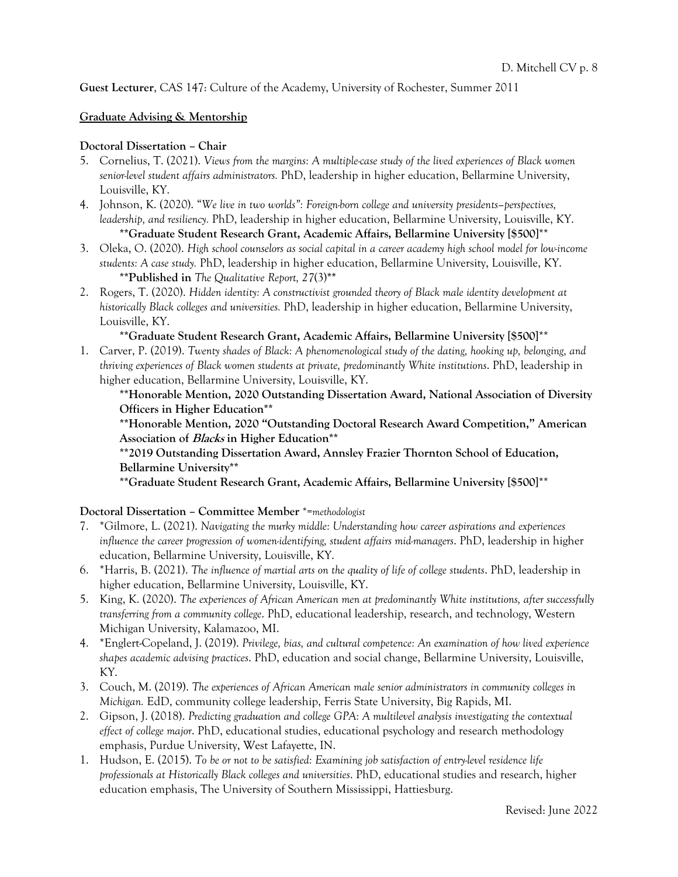**Guest Lecturer**, CAS 147: Culture of the Academy, University of Rochester, Summer 2011

**<u>Graduate Advising & Mentorship</u>**

**Doctoral Dissertation – Chair**

5. Cornelius, T. (2021). *Views from the margins: A multiple-case study of the lived experiences of Black women senior-level student affairs administrators.* PhD, leadership in higher education, Bellarmine University, Louisville, KY.
4. Johnson, K. (2020). "*We live in two worlds": Foreign-born college and university presidents–perspectives, leadership, and resiliency.* PhD, leadership in higher education, Bellarmine University, Louisville, KY.
   **\*\*Graduate Student Research Grant, Academic Affairs, Bellarmine University [$500]\*\***
3. Oleka, O. (2020). *High school counselors as social capital in a career academy high school model for low-income students: A case study.* PhD, leadership in higher education, Bellarmine University, Louisville, KY.
   **\*\*Published in** ***The Qualitative Report, 27*****(3)\*\***
2. Rogers, T. (2020). *Hidden identity: A constructivist grounded theory of Black male identity development at historically Black colleges and universities.* PhD, leadership in higher education, Bellarmine University, Louisville, KY.
   **\*\*Graduate Student Research Grant, Academic Affairs, Bellarmine University [$500]\*\***
1. Carver, P. (2019). *Twenty shades of Black: A phenomenological study of the dating, hooking up, belonging, and thriving experiences of Black women students at private, predominantly White institutions*. PhD, leadership in higher education, Bellarmine University, Louisville, KY.
   **\*\*Honorable Mention, 2020 Outstanding Dissertation Award, National Association of Diversity Officers in Higher Education\*\***
   **\*\*Honorable Mention, 2020 "Outstanding Doctoral Research Award Competition," American Association of *Blacks* in Higher Education\*\***
   **\*\*2019 Outstanding Dissertation Award, Annsley Frazier Thornton School of Education, Bellarmine University\*\***
   **\*\*Graduate Student Research Grant, Academic Affairs, Bellarmine University [$500]\*\***

**Doctoral Dissertation – Committee Member** *\*=methodologist*

7. \*Gilmore, L. (2021). *Navigating the murky middle: Understanding how career aspirations and experiences influence the career progression of women-identifying, student affairs mid-managers*. PhD, leadership in higher education, Bellarmine University, Louisville, KY.
6. \*Harris, B. (2021). *The influence of martial arts on the quality of life of college students*. PhD, leadership in higher education, Bellarmine University, Louisville, KY.
5. King, K. (2020). *The experiences of African American men at predominantly White institutions, after successfully transferring from a community college*. PhD, educational leadership, research, and technology, Western Michigan University, Kalamazoo, MI.
4. \*Englert-Copeland, J. (2019). *Privilege, bias, and cultural competence: An examination of how lived experience shapes academic advising practices*. PhD, education and social change, Bellarmine University, Louisville, KY.
3. Couch, M. (2019). *The experiences of African American male senior administrators in community colleges in Michigan.* EdD, community college leadership, Ferris State University, Big Rapids, MI.
2. Gipson, J. (2018). *Predicting graduation and college GPA: A multilevel analysis investigating the contextual effect of college major*. PhD, educational studies, educational psychology and research methodology emphasis, Purdue University, West Lafayette, IN.
1. Hudson, E. (2015). *To be or not to be satisfied: Examining job satisfaction of entry-level residence life professionals at Historically Black colleges and universities*. PhD, educational studies and research, higher education emphasis, The University of Southern Mississippi, Hattiesburg.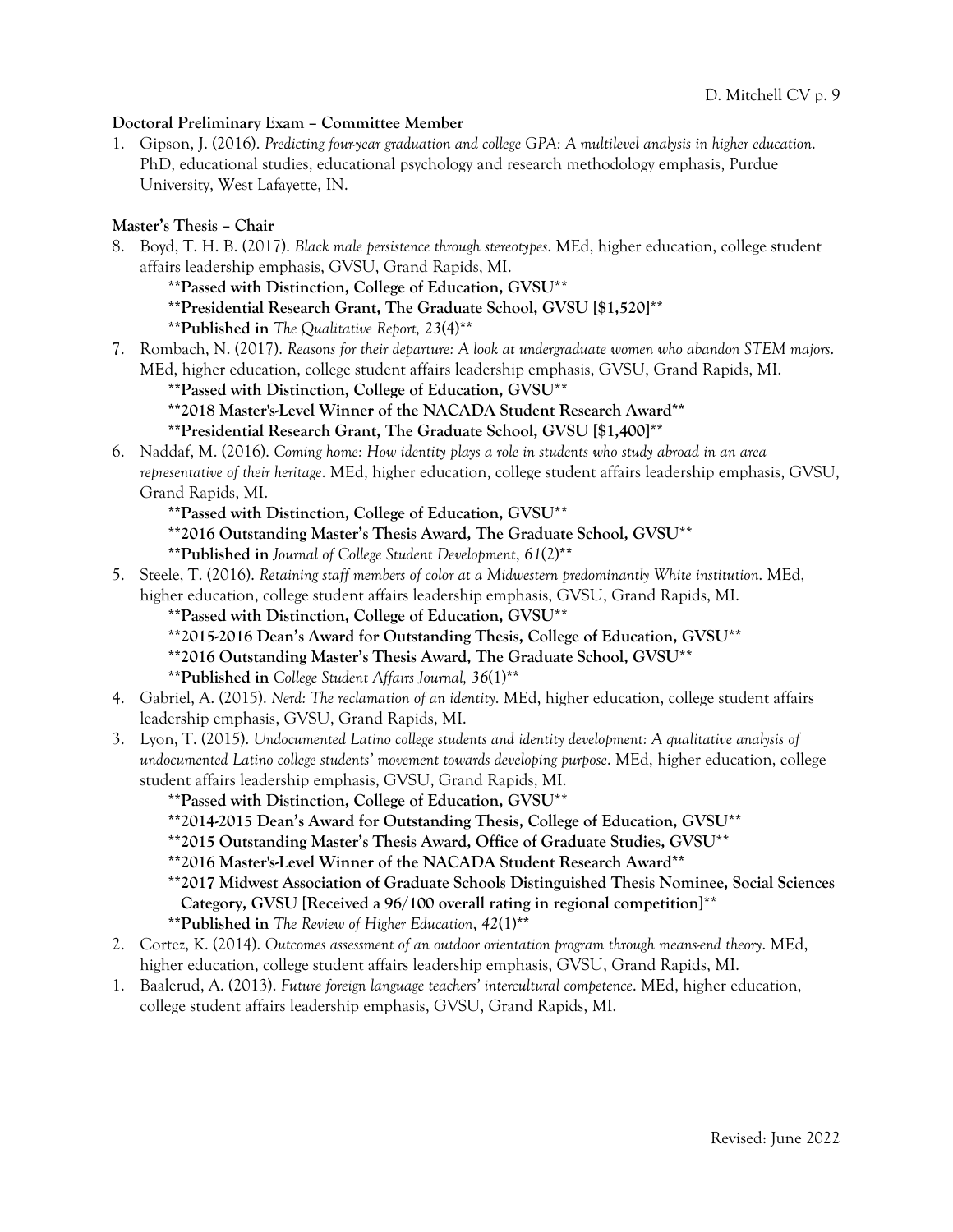**Doctoral Preliminary Exam – Committee Member**

1. Gipson, J. (2016). *Predicting four-year graduation and college GPA: A multilevel analysis in higher education*. PhD, educational studies, educational psychology and research methodology emphasis, Purdue University, West Lafayette, IN.

**Master's Thesis – Chair**

8. Boyd, T. H. B. (2017). *Black male persistence through stereotypes*. MEd, higher education, college student affairs leadership emphasis, GVSU, Grand Rapids, MI.
   **\*\*Passed with Distinction, College of Education, GVSU\*\***
   **\*\*Presidential Research Grant, The Graduate School, GVSU [$1,520]\*\***
   **\*\*Published in** *The Qualitative Report, 23*(4)**\*\***
7. Rombach, N. (2017). *Reasons for their departure: A look at undergraduate women who abandon STEM majors*. MEd, higher education, college student affairs leadership emphasis, GVSU, Grand Rapids, MI.
   **\*\*Passed with Distinction, College of Education, GVSU\*\***
   **\*\*2018 Master's-Level Winner of the NACADA Student Research Award\*\***
   **\*\*Presidential Research Grant, The Graduate School, GVSU [$1,400]\*\***
6. Naddaf, M. (2016). *Coming home: How identity plays a role in students who study abroad in an area representative of their heritage*. MEd, higher education, college student affairs leadership emphasis, GVSU, Grand Rapids, MI.
   **\*\*Passed with Distinction, College of Education, GVSU\*\***
   **\*\*2016 Outstanding Master's Thesis Award, The Graduate School, GVSU\*\***
   **\*\*Published in** *Journal of College Student Development*, *61*(2)**\*\***
5. Steele, T. (2016). *Retaining staff members of color at a Midwestern predominantly White institution*. MEd, higher education, college student affairs leadership emphasis, GVSU, Grand Rapids, MI.
   **\*\*Passed with Distinction, College of Education, GVSU\*\***
   **\*\*2015-2016 Dean's Award for Outstanding Thesis, College of Education, GVSU\*\***
   **\*\*2016 Outstanding Master's Thesis Award, The Graduate School, GVSU\*\***
   **\*\*Published in** *College Student Affairs Journal, 36*(1)**\*\***
4. Gabriel, A. (2015). *Nerd: The reclamation of an identity*. MEd, higher education, college student affairs leadership emphasis, GVSU, Grand Rapids, MI.
3. Lyon, T. (2015). *Undocumented Latino college students and identity development: A qualitative analysis of undocumented Latino college students' movement towards developing purpose*. MEd, higher education, college student affairs leadership emphasis, GVSU, Grand Rapids, MI.
   **\*\*Passed with Distinction, College of Education, GVSU\*\***
   **\*\*2014-2015 Dean's Award for Outstanding Thesis, College of Education, GVSU\*\***
   **\*\*2015 Outstanding Master's Thesis Award, Office of Graduate Studies, GVSU\*\***
   **\*\*2016 Master's-Level Winner of the NACADA Student Research Award\*\***
   **\*\*2017 Midwest Association of Graduate Schools Distinguished Thesis Nominee, Social Sciences Category, GVSU [Received a 96/100 overall rating in regional competition]\*\***
   **\*\*Published in** *The Review of Higher Education*, *42*(1)**\*\***
2. Cortez, K. (2014). *Outcomes assessment of an outdoor orientation program through means-end theory*. MEd, higher education, college student affairs leadership emphasis, GVSU, Grand Rapids, MI.
1. Baalerud, A. (2013). *Future foreign language teachers' intercultural competence*. MEd, higher education, college student affairs leadership emphasis, GVSU, Grand Rapids, MI.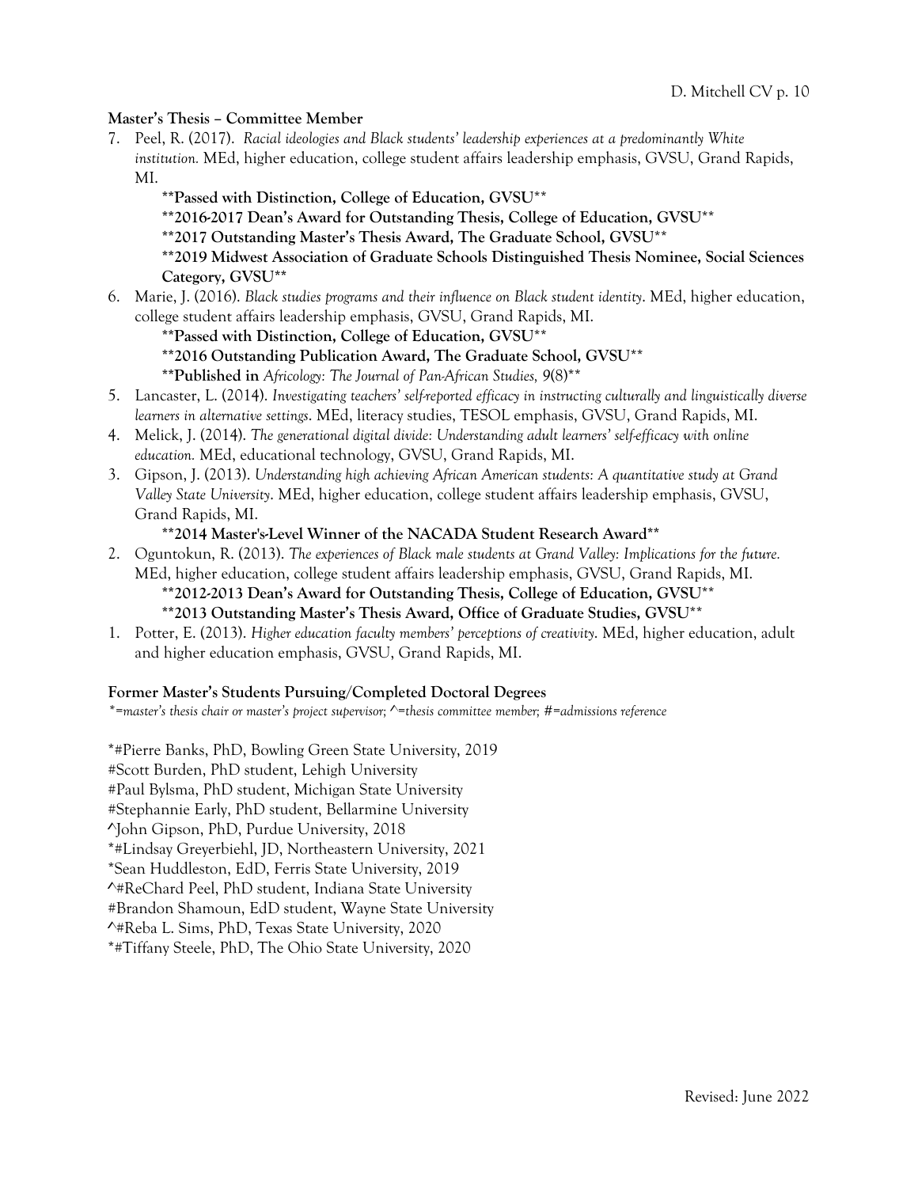### Master's Thesis – Committee Member

7. Peel, R. (2017). *Racial ideologies and Black students' leadership experiences at a predominantly White institution.* MEd, higher education, college student affairs leadership emphasis, GVSU, Grand Rapids, MI.
   **\*\*Passed with Distinction, College of Education, GVSU\*\***
   **\*\*2016-2017 Dean's Award for Outstanding Thesis, College of Education, GVSU\*\***
   **\*\*2017 Outstanding Master's Thesis Award, The Graduate School, GVSU\*\***
   **\*\*2019 Midwest Association of Graduate Schools Distinguished Thesis Nominee, Social Sciences Category, GVSU\*\***
6. Marie, J. (2016). *Black studies programs and their influence on Black student identity*. MEd, higher education, college student affairs leadership emphasis, GVSU, Grand Rapids, MI.
   **\*\*Passed with Distinction, College of Education, GVSU\*\***
   **\*\*2016 Outstanding Publication Award, The Graduate School, GVSU\*\***
   \*\***Published in** *Africology: The Journal of Pan-African Studies, 9*(8)\*\*
5. Lancaster, L. (2014). *Investigating teachers' self-reported efficacy in instructing culturally and linguistically diverse learners in alternative settings*. MEd, literacy studies, TESOL emphasis, GVSU, Grand Rapids, MI.
4. Melick, J. (2014). *The generational digital divide: Understanding adult learners' self-efficacy with online education.* MEd, educational technology, GVSU, Grand Rapids, MI.
3. Gipson, J. (2013). *Understanding high achieving African American students: A quantitative study at Grand Valley State University*. MEd, higher education, college student affairs leadership emphasis, GVSU, Grand Rapids, MI.
   **\*\*2014 Master's-Level Winner of the NACADA Student Research Award\*\***
2. Oguntokun, R. (2013). *The experiences of Black male students at Grand Valley: Implications for the future.* MEd, higher education, college student affairs leadership emphasis, GVSU, Grand Rapids, MI.
   **\*\*2012-2013 Dean's Award for Outstanding Thesis, College of Education, GVSU\*\***
   **\*\*2013 Outstanding Master's Thesis Award, Office of Graduate Studies, GVSU\*\***
1. Potter, E. (2013). *Higher education faculty members' perceptions of creativity*. MEd, higher education, adult and higher education emphasis, GVSU, Grand Rapids, MI.

### Former Master's Students Pursuing/Completed Doctoral Degrees

*\*=master's thesis chair or master's project supervisor; ^=thesis committee member; #=admissions reference*

\*#Pierre Banks, PhD, Bowling Green State University, 2019
#Scott Burden, PhD student, Lehigh University
#Paul Bylsma, PhD student, Michigan State University
#Stephannie Early, PhD student, Bellarmine University
^John Gipson, PhD, Purdue University, 2018
\*#Lindsay Greyerbiehl, JD, Northeastern University, 2021
\*Sean Huddleston, EdD, Ferris State University, 2019
^#ReChard Peel, PhD student, Indiana State University
#Brandon Shamoun, EdD student, Wayne State University
^#Reba L. Sims, PhD, Texas State University, 2020
\*#Tiffany Steele, PhD, The Ohio State University, 2020

Revised: June 2022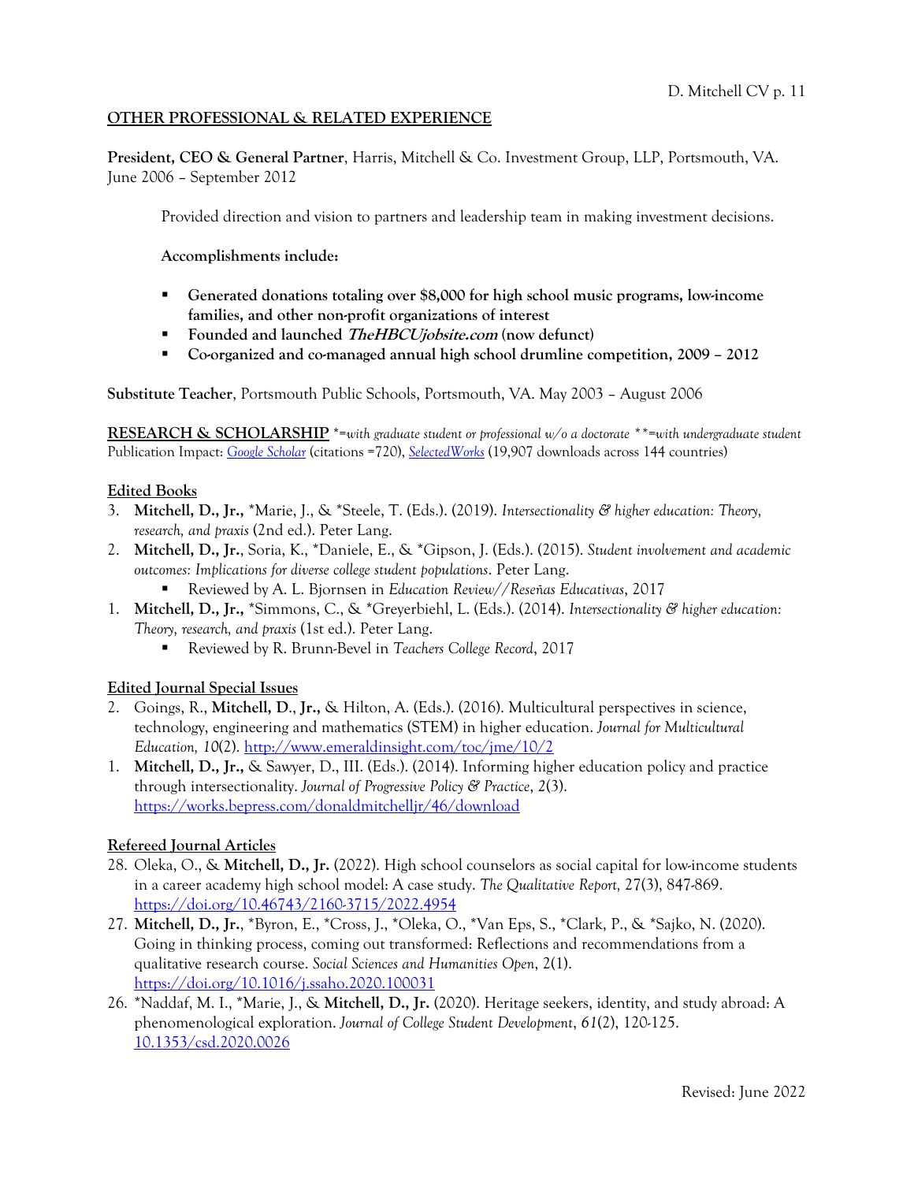## OTHER PROFESSIONAL & RELATED EXPERIENCE

**President, CEO & General Partner**, Harris, Mitchell & Co. Investment Group, LLP, Portsmouth, VA. June 2006 – September 2012

Provided direction and vision to partners and leadership team in making investment decisions.

**Accomplishments include:**

- **Generated donations totaling over $8,000 for high school music programs, low-income families, and other non-profit organizations of interest**
- **Founded and launched *TheHBCUjobsite.com* (now defunct)**
- **Co-organized and co-managed annual high school drumline competition, 2009 – 2012**

**Substitute Teacher**, Portsmouth Public Schools, Portsmouth, VA. May 2003 – August 2006

## RESEARCH & SCHOLARSHIP *\*=with graduate student or professional w/o a doctorate \*\*=with undergraduate student*

Publication Impact: [Google Scholar](#) (citations =720), [SelectedWorks](#) (19,907 downloads across 144 countries)

### Edited Books

3. **Mitchell, D., Jr.,** *Marie, J., & *Steele, T. (Eds.). (2019). *Intersectionality & higher education: Theory, research, and praxis* (2nd ed.). Peter Lang.
2. **Mitchell, D., Jr.**, Soria, K., *Daniele, E., & *Gipson, J. (Eds.). (2015). *Student involvement and academic outcomes: Implications for diverse college student populations*. Peter Lang.
   - Reviewed by A. L. Bjornsen in *Education Review//Reseñas Educativas*, 2017
1. **Mitchell, D., Jr.,** *Simmons, C., & *Greyerbiehl, L. (Eds.). (2014). *Intersectionality & higher education: Theory, research, and praxis* (1st ed.). Peter Lang.
   - Reviewed by R. Brunn-Bevel in *Teachers College Record*, 2017

### Edited Journal Special Issues

2. Goings, R., **Mitchell, D., Jr.,** & Hilton, A. (Eds.). (2016). Multicultural perspectives in science, technology, engineering and mathematics (STEM) in higher education. *Journal for Multicultural Education, 10*(2). http://www.emeraldinsight.com/toc/jme/10/2
1. **Mitchell, D., Jr.,** & Sawyer, D., III. (Eds.). (2014). Informing higher education policy and practice through intersectionality. *Journal of Progressive Policy & Practice*, *2*(3). https://works.bepress.com/donaldmitchelljr/46/download

### Refereed Journal Articles

28. Oleka, O., & **Mitchell, D., Jr.** (2022). High school counselors as social capital for low-income students in a career academy high school model: A case study. *The Qualitative Report,* 27(3), 847-869. https://doi.org/10.46743/2160-3715/2022.4954
27. **Mitchell, D., Jr.**, *Byron, E., *Cross, J., *Oleka, O., *Van Eps, S., *Clark, P., & *Sajko, N. (2020). Going in thinking process, coming out transformed: Reflections and recommendations from a qualitative research course. *Social Sciences and Humanities Open*, 2(1). https://doi.org/10.1016/j.ssaho.2020.100031
26. *Naddaf, M. I., *Marie, J., & **Mitchell, D., Jr.** (2020). Heritage seekers, identity, and study abroad: A phenomenological exploration. *Journal of College Student Development*, *61*(2), 120-125. 10.1353/csd.2020.0026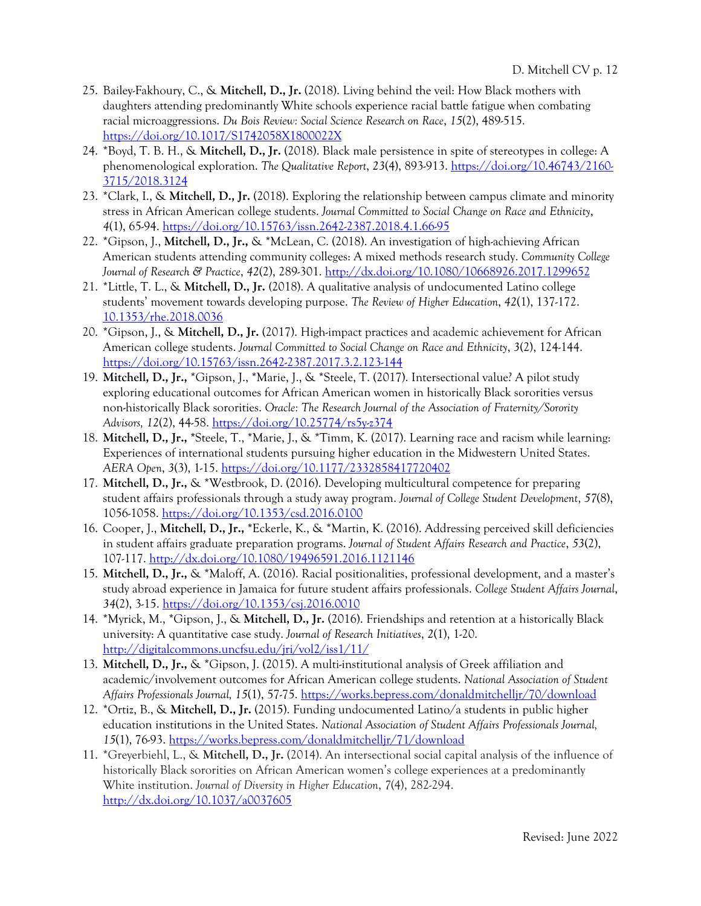25. Bailey-Fakhoury, C., & **Mitchell, D., Jr.** (2018). Living behind the veil: How Black mothers with daughters attending predominantly White schools experience racial battle fatigue when combating racial microaggressions. *Du Bois Review: Social Science Research on Race*, *15*(2), 489-515. https://doi.org/10.1017/S1742058X1800022X
24. *Boyd, T. B. H., & **Mitchell, D., Jr.** (2018). Black male persistence in spite of stereotypes in college: A phenomenological exploration. *The Qualitative Report*, *23*(4), 893-913. https://doi.org/10.46743/2160-3715/2018.3124
23. *Clark, I., & **Mitchell, D., Jr.** (2018). Exploring the relationship between campus climate and minority stress in African American college students. *Journal Committed to Social Change on Race and Ethnicity*, *4*(1), 65-94. https://doi.org/10.15763/issn.2642-2387.2018.4.1.66-95
22. *Gipson, J., **Mitchell, D., Jr.,** & *McLean, C. (2018). An investigation of high-achieving African American students attending community colleges: A mixed methods research study. *Community College Journal of Research & Practice*, *42*(2), 289-301. http://dx.doi.org/10.1080/10668926.2017.1299652
21. *Little, T. L., & **Mitchell, D., Jr.** (2018). A qualitative analysis of undocumented Latino college students' movement towards developing purpose. *The Review of Higher Education*, *42*(1), 137-172. 10.1353/rhe.2018.0036
20. *Gipson, J., & **Mitchell, D., Jr.** (2017). High-impact practices and academic achievement for African American college students. *Journal Committed to Social Change on Race and Ethnicity*, *3*(2), 124-144. https://doi.org/10.15763/issn.2642-2387.2017.3.2.123-144
19. **Mitchell, D., Jr.,** *Gipson, J., *Marie, J., & *Steele, T. (2017). Intersectional value? A pilot study exploring educational outcomes for African American women in historically Black sororities versus non-historically Black sororities. *Oracle: The Research Journal of the Association of Fraternity/Sorority Advisors, 12*(2), 44-58. https://doi.org/10.25774/rs5y-z374
18. **Mitchell, D., Jr.,** *Steele, T., *Marie, J., & *Timm, K. (2017). Learning race and racism while learning: Experiences of international students pursuing higher education in the Midwestern United States. *AERA Open*, *3*(3), 1-15. https://doi.org/10.1177/2332858417720402
17. **Mitchell, D., Jr.,** & *Westbrook, D. (2016). Developing multicultural competence for preparing student affairs professionals through a study away program. *Journal of College Student Development*, *57*(8), 1056-1058. https://doi.org/10.1353/csd.2016.0100
16. Cooper, J., **Mitchell, D., Jr.,** *Eckerle, K., & *Martin, K. (2016). Addressing perceived skill deficiencies in student affairs graduate preparation programs. *Journal of Student Affairs Research and Practice*, *53*(2), 107-117. http://dx.doi.org/10.1080/19496591.2016.1121146
15. **Mitchell, D., Jr.,** & *Maloff, A. (2016). Racial positionalities, professional development, and a master's study abroad experience in Jamaica for future student affairs professionals. *College Student Affairs Journal*, *34*(2), 3-15. https://doi.org/10.1353/csj.2016.0010
14. *Myrick, M., *Gipson, J., & **Mitchell, D., Jr.** (2016). Friendships and retention at a historically Black university: A quantitative case study. *Journal of Research Initiatives*, *2*(1), 1-20. http://digitalcommons.uncfsu.edu/jri/vol2/iss1/11/
13. **Mitchell, D., Jr.,** & *Gipson, J. (2015). A multi-institutional analysis of Greek affiliation and academic/involvement outcomes for African American college students. *National Association of Student Affairs Professionals Journal, 15*(1), 57-75. https://works.bepress.com/donaldmitchelljr/70/download
12. *Ortiz, B., & **Mitchell, D., Jr.** (2015). Funding undocumented Latino/a students in public higher education institutions in the United States. *National Association of Student Affairs Professionals Journal, 15*(1), 76-93. https://works.bepress.com/donaldmitchelljr/71/download
11. *Greyerbiehl, L., & **Mitchell, D., Jr.** (2014). An intersectional social capital analysis of the influence of historically Black sororities on African American women's college experiences at a predominantly White institution. *Journal of Diversity in Higher Education*, *7*(4), 282-294. http://dx.doi.org/10.1037/a0037605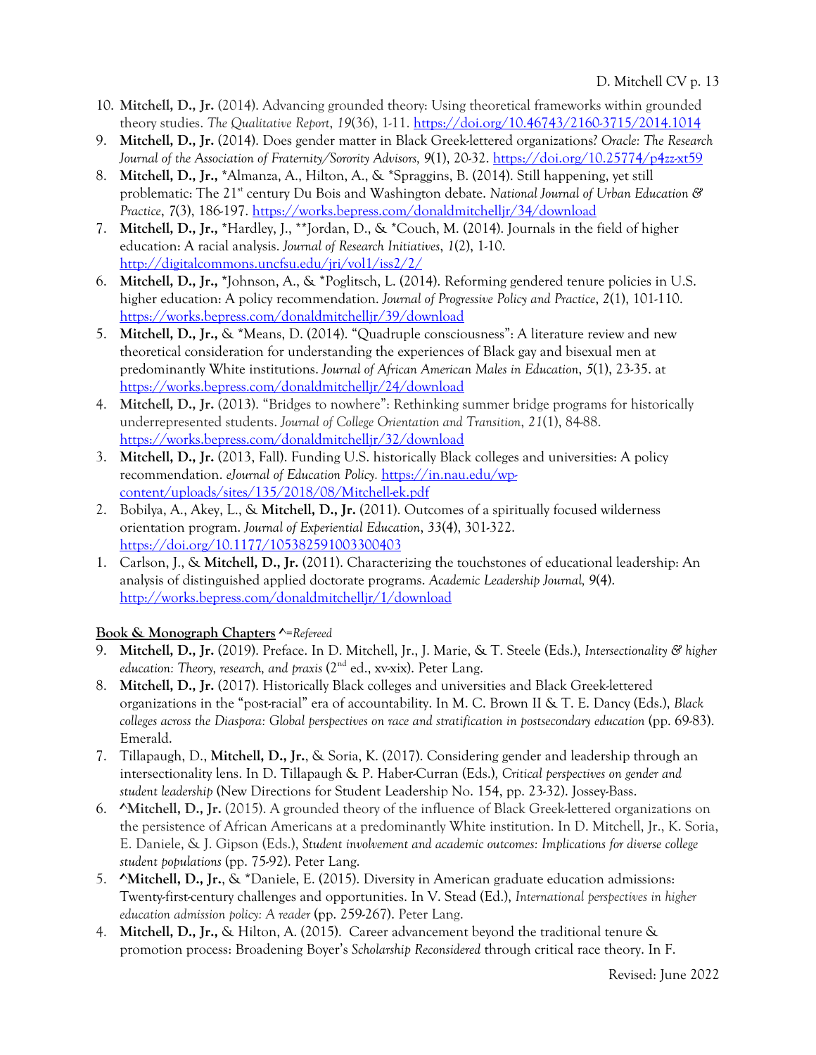10. **Mitchell, D., Jr.** (2014). Advancing grounded theory: Using theoretical frameworks within grounded theory studies. *The Qualitative Report*, *19*(36), 1-11. https://doi.org/10.46743/2160-3715/2014.1014
9. **Mitchell, D., Jr.** (2014). Does gender matter in Black Greek-lettered organizations? *Oracle: The Research Journal of the Association of Fraternity/Sorority Advisors, 9*(1), 20-32. https://doi.org/10.25774/p4zz-xt59
8. **Mitchell, D., Jr.,** *Almanza, A., Hilton, A., & *Spraggins, B. (2014). Still happening, yet still problematic: The 21st century Du Bois and Washington debate. *National Journal of Urban Education & Practice*, *7*(3), 186-197. https://works.bepress.com/donaldmitchelljr/34/download
7. **Mitchell, D., Jr.,** *Hardley, J., **Jordan, D., & *Couch, M. (2014). Journals in the field of higher education: A racial analysis. *Journal of Research Initiatives*, *1*(2), 1-10. http://digitalcommons.uncfsu.edu/jri/vol1/iss2/2/
6. **Mitchell, D., Jr.,** *Johnson, A., & *Poglitsch, L. (2014). Reforming gendered tenure policies in U.S. higher education: A policy recommendation. *Journal of Progressive Policy and Practice*, *2*(1), 101-110. https://works.bepress.com/donaldmitchelljr/39/download
5. **Mitchell, D., Jr.,** & *Means, D. (2014). "Quadruple consciousness": A literature review and new theoretical consideration for understanding the experiences of Black gay and bisexual men at predominantly White institutions. *Journal of African American Males in Education*, *5*(1), 23-35. at https://works.bepress.com/donaldmitchelljr/24/download
4. **Mitchell, D., Jr.** (2013). "Bridges to nowhere": Rethinking summer bridge programs for historically underrepresented students. *Journal of College Orientation and Transition*, *21*(1), 84-88. https://works.bepress.com/donaldmitchelljr/32/download
3. **Mitchell, D., Jr.** (2013, Fall). Funding U.S. historically Black colleges and universities: A policy recommendation. *eJournal of Education Policy.* https://in.nau.edu/wp-content/uploads/sites/135/2018/08/Mitchell-ek.pdf
2. Bobilya, A., Akey, L., & **Mitchell, D., Jr.** (2011). Outcomes of a spiritually focused wilderness orientation program. *Journal of Experiential Education*, *33*(4), 301-322. https://doi.org/10.1177/105382591003300403
1. Carlson, J., & **Mitchell, D., Jr.** (2011). Characterizing the touchstones of educational leadership: An analysis of distinguished applied doctorate programs. *Academic Leadership Journal, 9*(4). http://works.bepress.com/donaldmitchelljr/1/download

**Book & Monograph Chapters** **^**=*Refereed*

9. **Mitchell, D., Jr.** (2019). Preface. In D. Mitchell, Jr., J. Marie, & T. Steele (Eds.), *Intersectionality & higher education: Theory, research, and praxis* (2nd ed., xv-xix). Peter Lang.
8. **Mitchell, D., Jr.** (2017). Historically Black colleges and universities and Black Greek-lettered organizations in the "post-racial" era of accountability. In M. C. Brown II & T. E. Dancy (Eds.), *Black colleges across the Diaspora: Global perspectives on race and stratification in postsecondary education* (pp. 69-83). Emerald.
7. Tillapaugh, D., **Mitchell, D., Jr.**, & Soria, K. (2017). Considering gender and leadership through an intersectionality lens. In D. Tillapaugh & P. Haber-Curran (Eds.), *Critical perspectives on gender and student leadership* (New Directions for Student Leadership No. 154, pp. 23-32). Jossey-Bass.
6. **^Mitchell, D., Jr.** (2015). A grounded theory of the influence of Black Greek-lettered organizations on the persistence of African Americans at a predominantly White institution. In D. Mitchell, Jr., K. Soria, E. Daniele, & J. Gipson (Eds.), *Student involvement and academic outcomes: Implications for diverse college student populations* (pp. 75-92). Peter Lang.
5. **^Mitchell, D., Jr.**, & *Daniele, E. (2015). Diversity in American graduate education admissions: Twenty-first-century challenges and opportunities. In V. Stead (Ed.), *International perspectives in higher education admission policy: A reader* (pp. 259-267). Peter Lang.
4. **Mitchell, D., Jr.,** & Hilton, A. (2015). Career advancement beyond the traditional tenure & promotion process: Broadening Boyer's *Scholarship Reconsidered* through critical race theory. In F.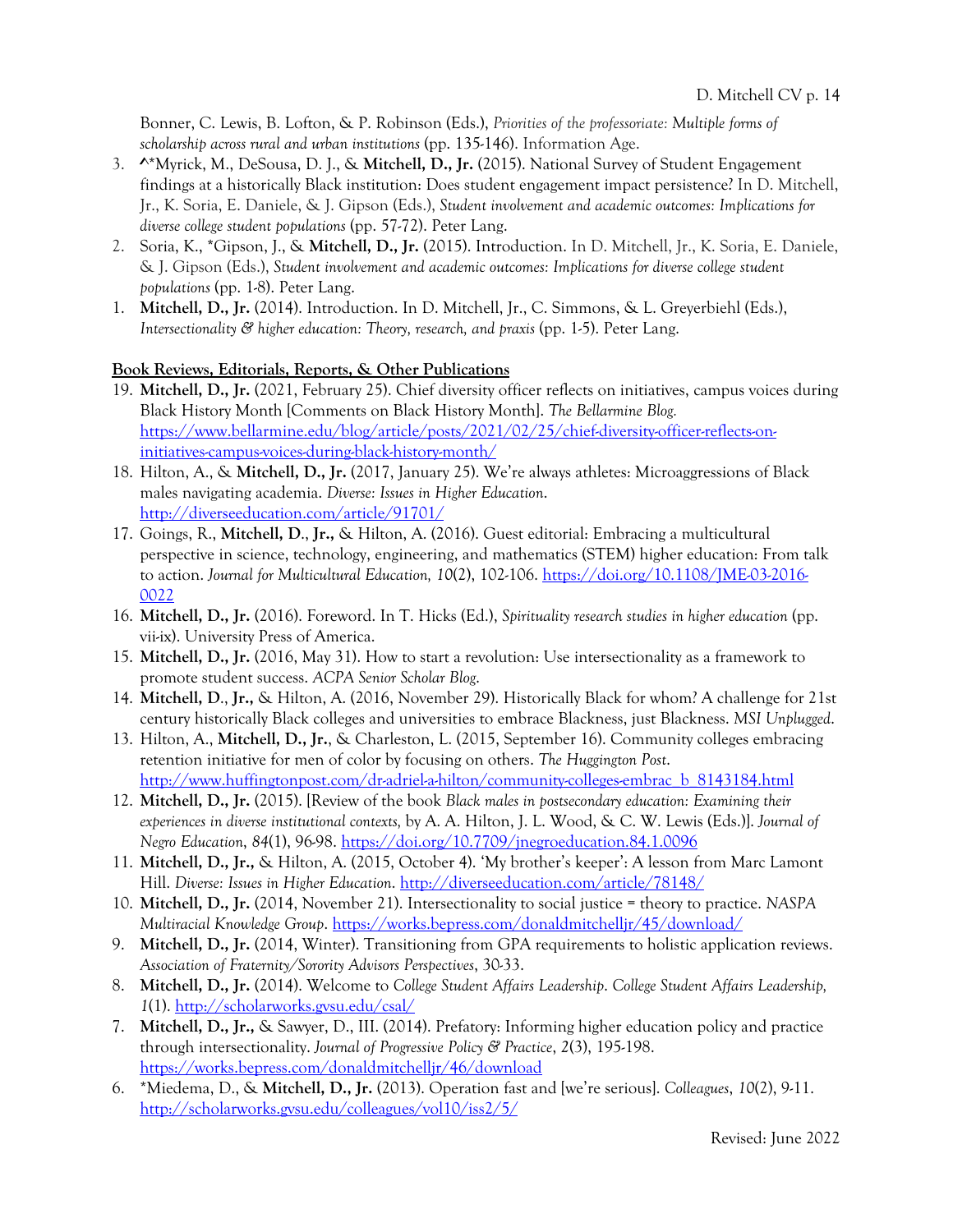Bonner, C. Lewis, B. Lofton, & P. Robinson (Eds.), *Priorities of the professoriate: Multiple forms of scholarship across rural and urban institutions* (pp. 135-146). Information Age.

3. ^*Myrick, M., DeSousa, D. J., & **Mitchell, D., Jr.** (2015). National Survey of Student Engagement findings at a historically Black institution: Does student engagement impact persistence? In D. Mitchell, Jr., K. Soria, E. Daniele, & J. Gipson (Eds.), *Student involvement and academic outcomes: Implications for diverse college student populations* (pp. 57-72). Peter Lang.
2. Soria, K., *Gipson, J., & **Mitchell, D., Jr.** (2015). Introduction. In D. Mitchell, Jr., K. Soria, E. Daniele, & J. Gipson (Eds.), *Student involvement and academic outcomes: Implications for diverse college student populations* (pp. 1-8). Peter Lang.
1. **Mitchell, D., Jr.** (2014). Introduction. In D. Mitchell, Jr., C. Simmons, & L. Greyerbiehl (Eds.), *Intersectionality & higher education: Theory, research, and praxis* (pp. 1-5). Peter Lang.

**Book Reviews, Editorials, Reports, & Other Publications**

19. **Mitchell, D., Jr.** (2021, February 25). Chief diversity officer reflects on initiatives, campus voices during Black History Month [Comments on Black History Month]. *The Bellarmine Blog.* https://www.bellarmine.edu/blog/article/posts/2021/02/25/chief-diversity-officer-reflects-on-initiatives-campus-voices-during-black-history-month/
18. Hilton, A., & **Mitchell, D., Jr.** (2017, January 25). We're always athletes: Microaggressions of Black males navigating academia. *Diverse: Issues in Higher Education*. http://diverseeducation.com/article/91701/
17. Goings, R., **Mitchell, D., Jr.,** & Hilton, A. (2016). Guest editorial: Embracing a multicultural perspective in science, technology, engineering, and mathematics (STEM) higher education: From talk to action. *Journal for Multicultural Education, 10*(2), 102-106. https://doi.org/10.1108/JME-03-2016-0022
16. **Mitchell, D., Jr.** (2016). Foreword. In T. Hicks (Ed.), *Spirituality research studies in higher education* (pp. vii-ix). University Press of America.
15. **Mitchell, D., Jr.** (2016, May 31). How to start a revolution: Use intersectionality as a framework to promote student success. *ACPA Senior Scholar Blog*.
14. **Mitchell, D., Jr.,** & Hilton, A. (2016, November 29). Historically Black for whom? A challenge for 21st century historically Black colleges and universities to embrace Blackness, just Blackness. *MSI Unplugged*.
13. Hilton, A., **Mitchell, D., Jr.**, & Charleston, L. (2015, September 16). Community colleges embracing retention initiative for men of color by focusing on others. *The Huggington Post*. http://www.huffingtonpost.com/dr-adriel-a-hilton/community-colleges-embrac_b_8143184.html
12. **Mitchell, D., Jr.** (2015). [Review of the book *Black males in postsecondary education: Examining their experiences in diverse institutional contexts,* by A. A. Hilton, J. L. Wood, & C. W. Lewis (Eds.)]. *Journal of Negro Education*, *84*(1), 96-98. https://doi.org/10.7709/jnegroeducation.84.1.0096
11. **Mitchell, D., Jr.,** & Hilton, A. (2015, October 4). 'My brother's keeper': A lesson from Marc Lamont Hill. *Diverse: Issues in Higher Education*. http://diverseeducation.com/article/78148/
10. **Mitchell, D., Jr.** (2014, November 21). Intersectionality to social justice = theory to practice. *NASPA Multiracial Knowledge Group*. https://works.bepress.com/donaldmitchelljr/45/download/
9. **Mitchell, D., Jr.** (2014, Winter). Transitioning from GPA requirements to holistic application reviews. *Association of Fraternity/Sorority Advisors Perspectives*, 30-33.
8. **Mitchell, D., Jr.** (2014). Welcome to *College Student Affairs Leadership*. *College Student Affairs Leadership, 1*(1). http://scholarworks.gvsu.edu/csal/
7. **Mitchell, D., Jr.,** & Sawyer, D., III. (2014). Prefatory: Informing higher education policy and practice through intersectionality. *Journal of Progressive Policy & Practice*, *2*(3), 195-198. https://works.bepress.com/donaldmitchelljr/46/download
6. *Miedema, D., & **Mitchell, D., Jr.** (2013). Operation fast and [we're serious]. *Colleagues*, *10*(2), 9-11. http://scholarworks.gvsu.edu/colleagues/vol10/iss2/5/

Revised: June 2022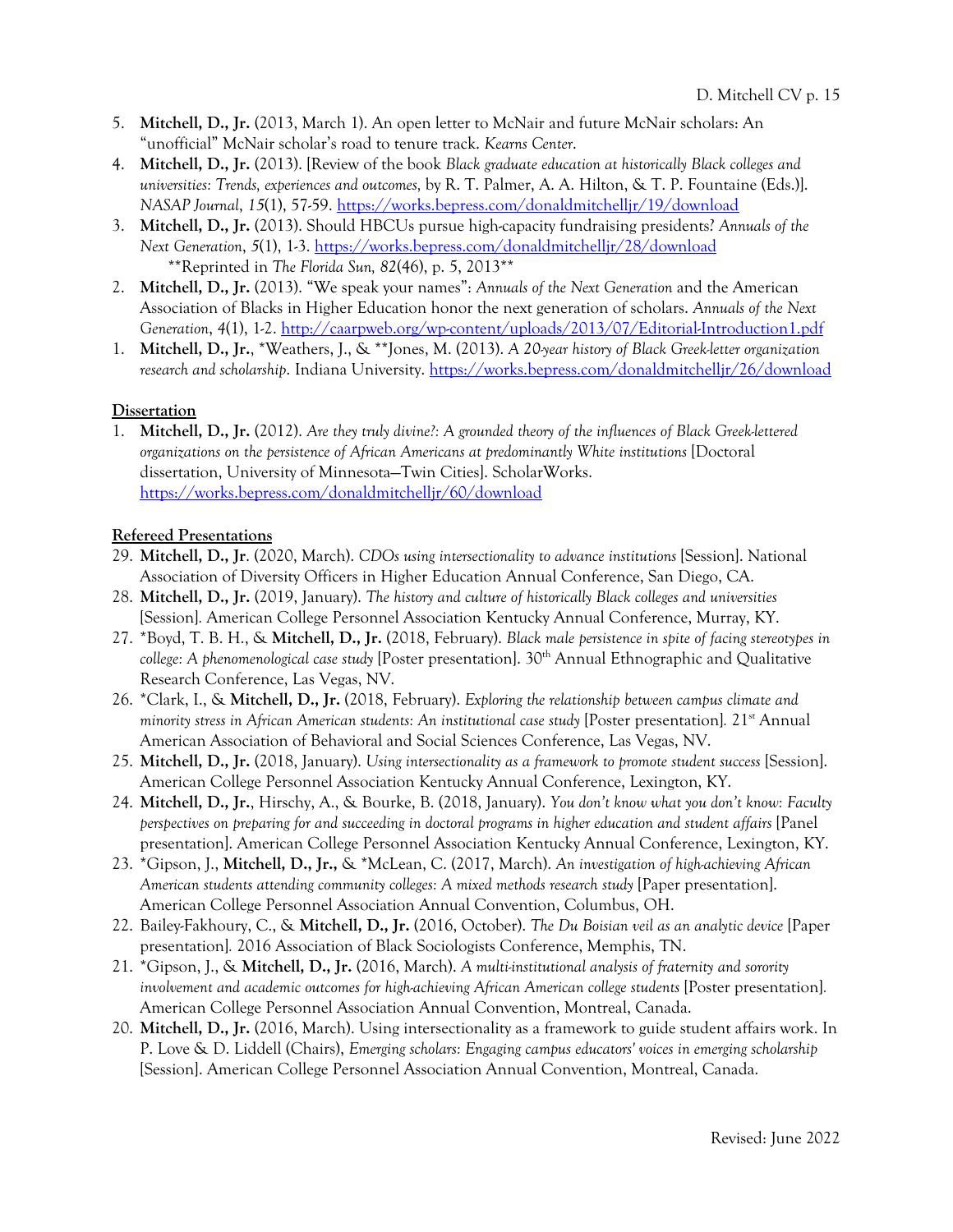5. **Mitchell, D., Jr.** (2013, March 1). An open letter to McNair and future McNair scholars: An "unofficial" McNair scholar's road to tenure track. *Kearns Center*.
4. **Mitchell, D., Jr.** (2013). [Review of the book *Black graduate education at historically Black colleges and universities: Trends, experiences and outcomes,* by R. T. Palmer, A. A. Hilton, & T. P. Fountaine (Eds.)]. *NASAP Journal*, *15*(1), 57-59. https://works.bepress.com/donaldmitchelljr/19/download
3. **Mitchell, D., Jr.** (2013). Should HBCUs pursue high-capacity fundraising presidents? *Annuals of the Next Generation*, *5*(1), 1-3. https://works.bepress.com/donaldmitchelljr/28/download
   **Reprinted in *The Florida Sun, 82*(46), p. 5, 2013**
2. **Mitchell, D., Jr.** (2013). "We speak your names": *Annuals of the Next Generation* and the American Association of Blacks in Higher Education honor the next generation of scholars. *Annuals of the Next Generation*, *4*(1), 1-2. http://caarpweb.org/wp-content/uploads/2013/07/Editorial-Introduction1.pdf
1. **Mitchell, D., Jr.**, *Weathers, J., & **Jones, M. (2013). *A 20-year history of Black Greek-letter organization research and scholarship*. Indiana University. https://works.bepress.com/donaldmitchelljr/26/download

**Dissertation**

1. **Mitchell, D., Jr.** (2012). *Are they truly divine?: A grounded theory of the influences of Black Greek-lettered organizations on the persistence of African Americans at predominantly White institutions* [Doctoral dissertation, University of Minnesota—Twin Cities]. ScholarWorks. https://works.bepress.com/donaldmitchelljr/60/download

**Refereed Presentations**

29. **Mitchell, D., Jr**. (2020, March). *CDOs using intersectionality to advance institutions* [Session]. National Association of Diversity Officers in Higher Education Annual Conference, San Diego, CA.
28. **Mitchell, D., Jr.** (2019, January). *The history and culture of historically Black colleges and universities* [Session]. American College Personnel Association Kentucky Annual Conference, Murray, KY.
27. *Boyd, T. B. H., & **Mitchell, D., Jr.** (2018, February). *Black male persistence in spite of facing stereotypes in college: A phenomenological case study* [Poster presentation]. 30th Annual Ethnographic and Qualitative Research Conference, Las Vegas, NV.
26. *Clark, I., & **Mitchell, D., Jr.** (2018, February). *Exploring the relationship between campus climate and minority stress in African American students: An institutional case study* [Poster presentation]. 21st Annual American Association of Behavioral and Social Sciences Conference, Las Vegas, NV.
25. **Mitchell, D., Jr.** (2018, January). *Using intersectionality as a framework to promote student success* [Session]. American College Personnel Association Kentucky Annual Conference, Lexington, KY.
24. **Mitchell, D., Jr.**, Hirschy, A., & Bourke, B. (2018, January). *You don't know what you don't know: Faculty perspectives on preparing for and succeeding in doctoral programs in higher education and student affairs* [Panel presentation]. American College Personnel Association Kentucky Annual Conference, Lexington, KY.
23. *Gipson, J., **Mitchell, D., Jr.,** & *McLean, C. (2017, March). *An investigation of high-achieving African American students attending community colleges: A mixed methods research study* [Paper presentation]. American College Personnel Association Annual Convention, Columbus, OH.
22. Bailey-Fakhoury, C., & **Mitchell, D., Jr.** (2016, October). *The Du Boisian veil as an analytic device* [Paper presentation]. 2016 Association of Black Sociologists Conference, Memphis, TN.
21. *Gipson, J., & **Mitchell, D., Jr.** (2016, March). *A multi-institutional analysis of fraternity and sorority involvement and academic outcomes for high-achieving African American college students* [Poster presentation]. American College Personnel Association Annual Convention, Montreal, Canada.
20. **Mitchell, D., Jr.** (2016, March). Using intersectionality as a framework to guide student affairs work. In P. Love & D. Liddell (Chairs), *Emerging scholars: Engaging campus educators' voices in emerging scholarship* [Session]. American College Personnel Association Annual Convention, Montreal, Canada.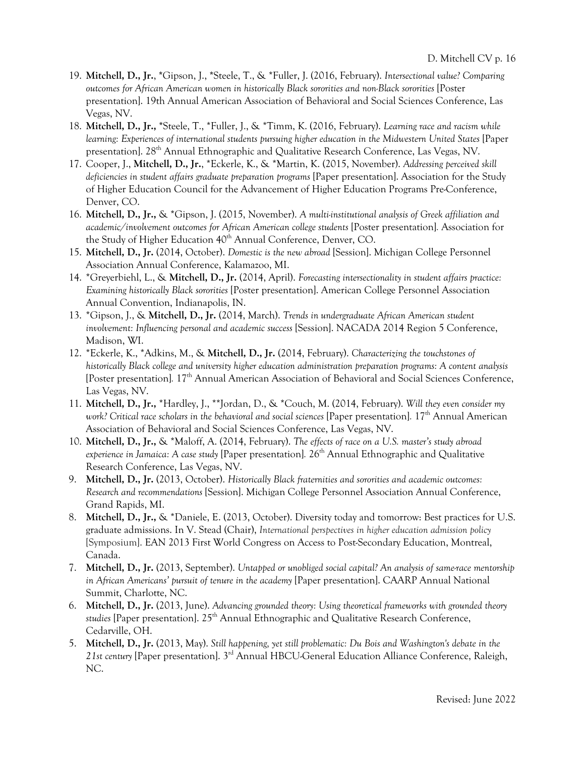19. **Mitchell, D., Jr.**, *Gipson, J., *Steele, T., & *Fuller, J. (2016, February). *Intersectional value? Comparing outcomes for African American women in historically Black sororities and non-Black sororities* [Poster presentation]. 19th Annual American Association of Behavioral and Social Sciences Conference, Las Vegas, NV.
18. **Mitchell, D., Jr.,** *Steele, T., *Fuller, J., & *Timm, K. (2016, February). *Learning race and racism while learning: Experiences of international students pursuing higher education in the Midwestern United States* [Paper presentation]. 28th Annual Ethnographic and Qualitative Research Conference, Las Vegas, NV.
17. Cooper, J., **Mitchell, D., Jr.**, *Eckerle, K., & *Martin, K. (2015, November). *Addressing perceived skill deficiencies in student affairs graduate preparation programs* [Paper presentation]. Association for the Study of Higher Education Council for the Advancement of Higher Education Programs Pre-Conference, Denver, CO.
16. **Mitchell, D., Jr.**, & *Gipson, J. (2015, November). *A multi-institutional analysis of Greek affiliation and academic/involvement outcomes for African American college students* [Poster presentation]. Association for the Study of Higher Education 40th Annual Conference, Denver, CO.
15. **Mitchell, D., Jr.** (2014, October). *Domestic is the new abroad* [Session]. Michigan College Personnel Association Annual Conference, Kalamazoo, MI.
14. *Greyerbiehl, L., & **Mitchell, D., Jr.** (2014, April). *Forecasting intersectionality in student affairs practice: Examining historically Black sororities* [Poster presentation]. American College Personnel Association Annual Convention, Indianapolis, IN.
13. *Gipson, J., & **Mitchell, D., Jr.** (2014, March). *Trends in undergraduate African American student involvement: Influencing personal and academic success* [Session]. NACADA 2014 Region 5 Conference, Madison, WI.
12. *Eckerle, K., *Adkins, M., & **Mitchell, D., Jr.** (2014, February). *Characterizing the touchstones of historically Black college and university higher education administration preparation programs: A content analysis* [Poster presentation]. 17th Annual American Association of Behavioral and Social Sciences Conference, Las Vegas, NV.
11. **Mitchell, D., Jr.,** *Hardley, J., **Jordan, D., & *Couch, M. (2014, February). *Will they even consider my work? Critical race scholars in the behavioral and social sciences* [Paper presentation]. 17th Annual American Association of Behavioral and Social Sciences Conference, Las Vegas, NV.
10. **Mitchell, D., Jr.,** & *Maloff, A. (2014, February). *The effects of race on a U.S. master's study abroad experience in Jamaica: A case study* [Paper presentation]. 26th Annual Ethnographic and Qualitative Research Conference, Las Vegas, NV.
9. **Mitchell, D., Jr.** (2013, October). *Historically Black fraternities and sororities and academic outcomes: Research and recommendations* [Session]. Michigan College Personnel Association Annual Conference, Grand Rapids, MI.
8. **Mitchell, D., Jr.,** & *Daniele, E. (2013, October). Diversity today and tomorrow: Best practices for U.S. graduate admissions. In V. Stead (Chair), *International perspectives in higher education admission policy* [Symposium]. EAN 2013 First World Congress on Access to Post-Secondary Education, Montreal, Canada.
7. **Mitchell, D., Jr.** (2013, September). *Untapped or unobliged social capital? An analysis of same-race mentorship in African Americans' pursuit of tenure in the academy* [Paper presentation]. CAARP Annual National Summit, Charlotte, NC.
6. **Mitchell, D., Jr.** (2013, June). *Advancing grounded theory: Using theoretical frameworks with grounded theory studies* [Paper presentation]. 25th Annual Ethnographic and Qualitative Research Conference, Cedarville, OH.
5. **Mitchell, D., Jr.** (2013, May). *Still happening, yet still problematic: Du Bois and Washington's debate in the 21st century* [Paper presentation]. 3rd Annual HBCU-General Education Alliance Conference, Raleigh, NC.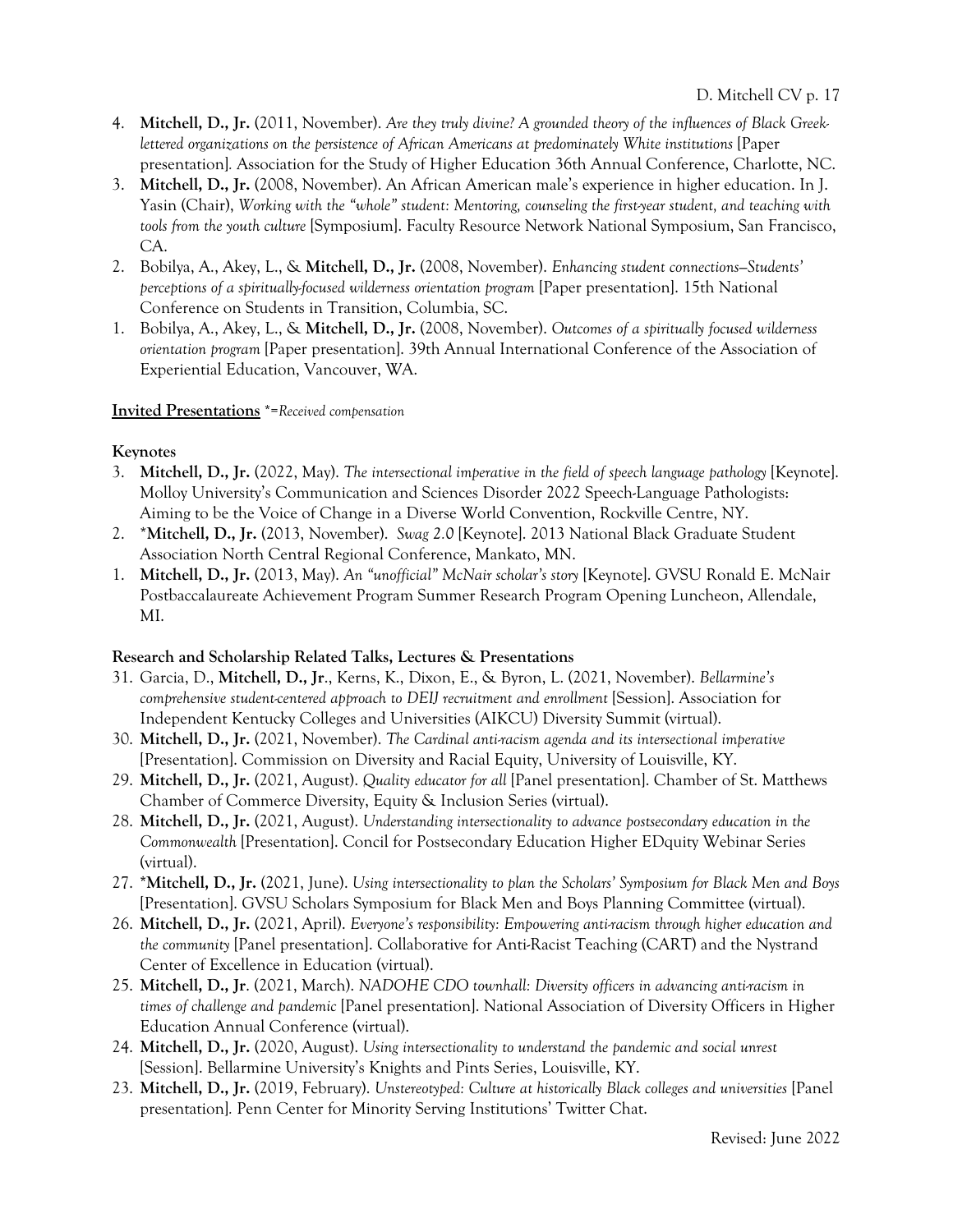4. **Mitchell, D., Jr.** (2011, November). *Are they truly divine? A grounded theory of the influences of Black Greek-lettered organizations on the persistence of African Americans at predominately White institutions* [Paper presentation]. Association for the Study of Higher Education 36th Annual Conference, Charlotte, NC.
3. **Mitchell, D., Jr.** (2008, November). An African American male's experience in higher education. In J. Yasin (Chair), *Working with the "whole" student: Mentoring, counseling the first-year student, and teaching with tools from the youth culture* [Symposium]. Faculty Resource Network National Symposium, San Francisco, CA.
2. Bobilya, A., Akey, L., & **Mitchell, D., Jr.** (2008, November). *Enhancing student connections—Students' perceptions of a spiritually-focused wilderness orientation program* [Paper presentation]. 15th National Conference on Students in Transition, Columbia, SC.
1. Bobilya, A., Akey, L., & **Mitchell, D., Jr.** (2008, November). *Outcomes of a spiritually focused wilderness orientation program* [Paper presentation]. 39th Annual International Conference of the Association of Experiential Education, Vancouver, WA.

**Invited Presentations** *\*=Received compensation*

**Keynotes**

3. **Mitchell, D., Jr.** (2022, May). *The intersectional imperative in the field of speech language pathology* [Keynote]. Molloy University's Communication and Sciences Disorder 2022 Speech-Language Pathologists: Aiming to be the Voice of Change in a Diverse World Convention, Rockville Centre, NY.
2. \***Mitchell, D., Jr.** (2013, November). *Swag 2.0* [Keynote]. 2013 National Black Graduate Student Association North Central Regional Conference, Mankato, MN.
1. **Mitchell, D., Jr.** (2013, May). *An "unofficial" McNair scholar's story* [Keynote]. GVSU Ronald E. McNair Postbaccalaureate Achievement Program Summer Research Program Opening Luncheon, Allendale, MI.

**Research and Scholarship Related Talks, Lectures & Presentations**

31. Garcia, D., **Mitchell, D., Jr**., Kerns, K., Dixon, E., & Byron, L. (2021, November). *Bellarmine's comprehensive student-centered approach to DEIJ recruitment and enrollment* [Session]. Association for Independent Kentucky Colleges and Universities (AIKCU) Diversity Summit (virtual).
30. **Mitchell, D., Jr.** (2021, November). *The Cardinal anti-racism agenda and its intersectional imperative* [Presentation]. Commission on Diversity and Racial Equity, University of Louisville, KY.
29. **Mitchell, D., Jr.** (2021, August). *Quality educator for all* [Panel presentation]. Chamber of St. Matthews Chamber of Commerce Diversity, Equity & Inclusion Series (virtual).
28. **Mitchell, D., Jr.** (2021, August). *Understanding intersectionality to advance postsecondary education in the Commonwealth* [Presentation]. Concil for Postsecondary Education Higher EDquity Webinar Series (virtual).
27. \***Mitchell, D., Jr.** (2021, June). *Using intersectionality to plan the Scholars' Symposium for Black Men and Boys* [Presentation]. GVSU Scholars Symposium for Black Men and Boys Planning Committee (virtual).
26. **Mitchell, D., Jr.** (2021, April). *Everyone's responsibility: Empowering anti-racism through higher education and the community* [Panel presentation]. Collaborative for Anti-Racist Teaching (CART) and the Nystrand Center of Excellence in Education (virtual).
25. **Mitchell, D., Jr**. (2021, March). *NADOHE CDO townhall: Diversity officers in advancing anti-racism in times of challenge and pandemic* [Panel presentation]. National Association of Diversity Officers in Higher Education Annual Conference (virtual).
24. **Mitchell, D., Jr.** (2020, August). *Using intersectionality to understand the pandemic and social unrest* [Session]. Bellarmine University's Knights and Pints Series, Louisville, KY.
23. **Mitchell, D., Jr.** (2019, February). *Unstereotyped: Culture at historically Black colleges and universities* [Panel presentation]. Penn Center for Minority Serving Institutions' Twitter Chat.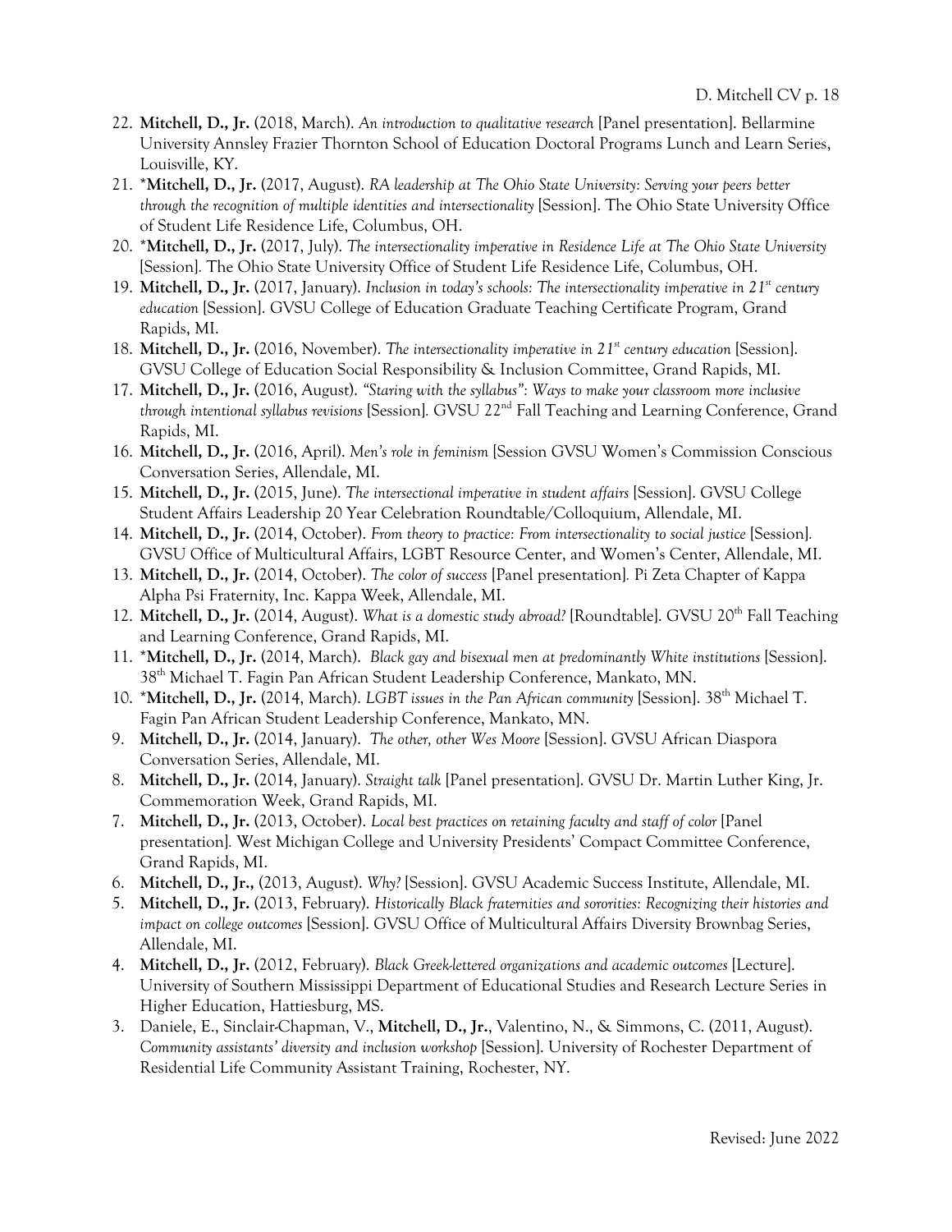22. **Mitchell, D., Jr.** (2018, March). *An introduction to qualitative research* [Panel presentation]. Bellarmine University Annsley Frazier Thornton School of Education Doctoral Programs Lunch and Learn Series, Louisville, KY.
21. *__Mitchell, D., Jr.__ (2017, August). *RA leadership at The Ohio State University: Serving your peers better through the recognition of multiple identities and intersectionality* [Session]. The Ohio State University Office of Student Life Residence Life, Columbus, OH.
20. *__Mitchell, D., Jr.__ (2017, July). *The intersectionality imperative in Residence Life at The Ohio State University* [Session]. The Ohio State University Office of Student Life Residence Life, Columbus, OH.
19. **Mitchell, D., Jr.** (2017, January). *Inclusion in today's schools: The intersectionality imperative in 21st century education* [Session]. GVSU College of Education Graduate Teaching Certificate Program, Grand Rapids, MI.
18. **Mitchell, D., Jr.** (2016, November). *The intersectionality imperative in 21st century education* [Session]. GVSU College of Education Social Responsibility & Inclusion Committee, Grand Rapids, MI.
17. **Mitchell, D., Jr.** (2016, August). *"Staring with the syllabus": Ways to make your classroom more inclusive through intentional syllabus revisions* [Session]. GVSU 22nd Fall Teaching and Learning Conference, Grand Rapids, MI.
16. **Mitchell, D., Jr.** (2016, April). *Men's role in feminism* [Session GVSU Women's Commission Conscious Conversation Series, Allendale, MI.
15. **Mitchell, D., Jr.** (2015, June). *The intersectional imperative in student affairs* [Session]. GVSU College Student Affairs Leadership 20 Year Celebration Roundtable/Colloquium, Allendale, MI.
14. **Mitchell, D., Jr.** (2014, October). *From theory to practice: From intersectionality to social justice* [Session]. GVSU Office of Multicultural Affairs, LGBT Resource Center, and Women's Center, Allendale, MI.
13. **Mitchell, D., Jr.** (2014, October). *The color of success* [Panel presentation]. Pi Zeta Chapter of Kappa Alpha Psi Fraternity, Inc. Kappa Week, Allendale, MI.
12. **Mitchell, D., Jr.** (2014, August). *What is a domestic study abroad?* [Roundtable]. GVSU 20th Fall Teaching and Learning Conference, Grand Rapids, MI.
11. *__Mitchell, D., Jr.__ (2014, March). *Black gay and bisexual men at predominantly White institutions* [Session]. 38th Michael T. Fagin Pan African Student Leadership Conference, Mankato, MN.
10. *__Mitchell, D., Jr.__ (2014, March). *LGBT issues in the Pan African community* [Session]. 38th Michael T. Fagin Pan African Student Leadership Conference, Mankato, MN.
9. **Mitchell, D., Jr.** (2014, January). *The other, other Wes Moore* [Session]. GVSU African Diaspora Conversation Series, Allendale, MI.
8. **Mitchell, D., Jr.** (2014, January). *Straight talk* [Panel presentation]. GVSU Dr. Martin Luther King, Jr. Commemoration Week, Grand Rapids, MI.
7. **Mitchell, D., Jr.** (2013, October). *Local best practices on retaining faculty and staff of color* [Panel presentation]. West Michigan College and University Presidents' Compact Committee Conference, Grand Rapids, MI.
6. **Mitchell, D., Jr.,** (2013, August). *Why?* [Session]. GVSU Academic Success Institute, Allendale, MI.
5. **Mitchell, D., Jr.** (2013, February). *Historically Black fraternities and sororities: Recognizing their histories and impact on college outcomes* [Session]. GVSU Office of Multicultural Affairs Diversity Brownbag Series, Allendale, MI.
4. **Mitchell, D., Jr.** (2012, February). *Black Greek-lettered organizations and academic outcomes* [Lecture]. University of Southern Mississippi Department of Educational Studies and Research Lecture Series in Higher Education, Hattiesburg, MS.
3. Daniele, E., Sinclair-Chapman, V., **Mitchell, D., Jr.**, Valentino, N., & Simmons, C. (2011, August). *Community assistants' diversity and inclusion workshop* [Session]. University of Rochester Department of Residential Life Community Assistant Training, Rochester, NY.

Revised: June 2022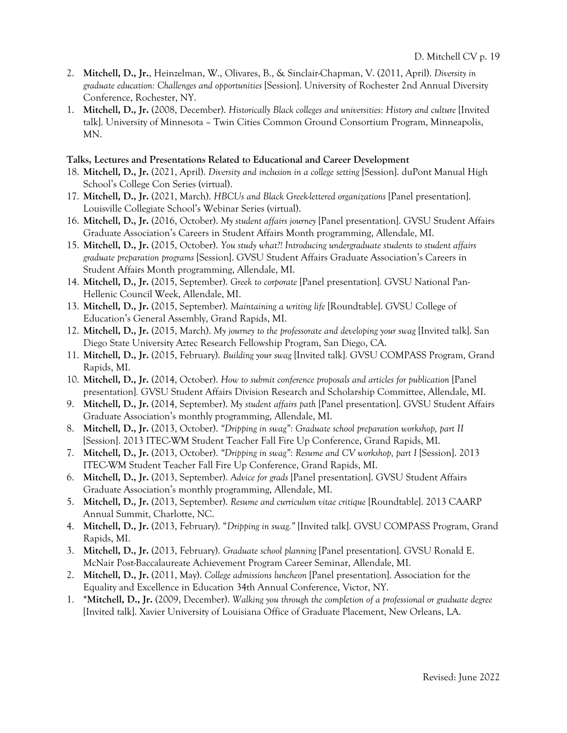2. **Mitchell, D., Jr.**, Heinzelman, W., Olivares, B., & Sinclair-Chapman, V. (2011, April). *Diversity in graduate education: Challenges and opportunities* [Session]. University of Rochester 2nd Annual Diversity Conference, Rochester, NY.
1. **Mitchell, D., Jr.** (2008, December). *Historically Black colleges and universities: History and culture* [Invited talk]. University of Minnesota – Twin Cities Common Ground Consortium Program, Minneapolis, MN.

**Talks, Lectures and Presentations Related to Educational and Career Development**

18. **Mitchell, D., Jr.** (2021, April). *Diversity and inclusion in a college setting* [Session]. duPont Manual High School's College Con Series (virtual).
17. **Mitchell, D., Jr.** (2021, March). *HBCUs and Black Greek-lettered organizations* [Panel presentation]. Louisville Collegiate School's Webinar Series (virtual).
16. **Mitchell, D., Jr.** (2016, October). *My student affairs journey* [Panel presentation]. GVSU Student Affairs Graduate Association's Careers in Student Affairs Month programming, Allendale, MI.
15. **Mitchell, D., Jr.** (2015, October). *You study what?! Introducing undergraduate students to student affairs graduate preparation programs* [Session]. GVSU Student Affairs Graduate Association's Careers in Student Affairs Month programming, Allendale, MI.
14. **Mitchell, D., Jr.** (2015, September). *Greek to corporate* [Panel presentation]. GVSU National Pan-Hellenic Council Week, Allendale, MI.
13. **Mitchell, D., Jr.** (2015, September). *Maintaining a writing life* [Roundtable]. GVSU College of Education's General Assembly, Grand Rapids, MI.
12. **Mitchell, D., Jr.** (2015, March). *My journey to the professorate and developing your swag* [Invited talk]. San Diego State University Aztec Research Fellowship Program, San Diego, CA.
11. **Mitchell, D., Jr.** (2015, February). *Building your swag* [Invited talk]. GVSU COMPASS Program, Grand Rapids, MI.
10. **Mitchell, D., Jr.** (2014, October). *How to submit conference proposals and articles for publication* [Panel presentation]. GVSU Student Affairs Division Research and Scholarship Committee, Allendale, MI.
9. **Mitchell, D., Jr.** (2014, September). *My student affairs path* [Panel presentation]. GVSU Student Affairs Graduate Association's monthly programming, Allendale, MI.
8. **Mitchell, D., Jr.** (2013, October). *"Dripping in swag": Graduate school preparation workshop, part II* [Session]. 2013 ITEC-WM Student Teacher Fall Fire Up Conference, Grand Rapids, MI.
7. **Mitchell, D., Jr.** (2013, October). *"Dripping in swag": Resume and CV workshop, part I* [Session]. 2013 ITEC-WM Student Teacher Fall Fire Up Conference, Grand Rapids, MI.
6. **Mitchell, D., Jr.** (2013, September). *Advice for grads* [Panel presentation]. GVSU Student Affairs Graduate Association's monthly programming, Allendale, MI.
5. **Mitchell, D., Jr.** (2013, September). *Resume and curriculum vitae critique* [Roundtable]. 2013 CAARP Annual Summit, Charlotte, NC.
4. **Mitchell, D., Jr.** (2013, February). "*Dripping in swag.*" [Invited talk]. GVSU COMPASS Program, Grand Rapids, MI.
3. **Mitchell, D., Jr.** (2013, February). *Graduate school planning* [Panel presentation]. GVSU Ronald E. McNair Post-Baccalaureate Achievement Program Career Seminar, Allendale, MI.
2. **Mitchell, D., Jr.** (2011, May). *College admissions luncheon* [Panel presentation]. Association for the Equality and Excellence in Education 34th Annual Conference, Victor, NY.
1. ***Mitchell, D., Jr.** (2009, December). *Walking you through the completion of a professional or graduate degree* [Invited talk]. Xavier University of Louisiana Office of Graduate Placement, New Orleans, LA.

Revised: June 2022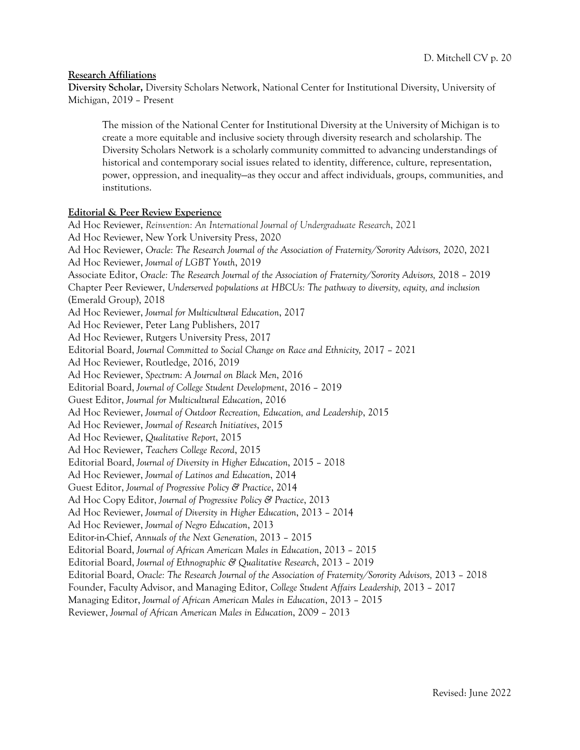**Research Affiliations**

**Diversity Scholar,** Diversity Scholars Network, National Center for Institutional Diversity, University of Michigan, 2019 – Present

> The mission of the National Center for Institutional Diversity at the University of Michigan is to create a more equitable and inclusive society through diversity research and scholarship. The Diversity Scholars Network is a scholarly community committed to advancing understandings of historical and contemporary social issues related to identity, difference, culture, representation, power, oppression, and inequality—as they occur and affect individuals, groups, communities, and institutions.

**Editorial & Peer Review Experience**

Ad Hoc Reviewer, *Reinvention: An International Journal of Undergraduate Research*, 2021
Ad Hoc Reviewer, New York University Press, 2020
Ad Hoc Reviewer, *Oracle: The Research Journal of the Association of Fraternity/Sorority Advisors,* 2020, 2021
Ad Hoc Reviewer, *Journal of LGBT Youth*, 2019
Associate Editor, *Oracle: The Research Journal of the Association of Fraternity/Sorority Advisors,* 2018 – 2019
Chapter Peer Reviewer, *Underserved populations at HBCUs: The pathway to diversity, equity, and inclusion* (Emerald Group), 2018
Ad Hoc Reviewer, *Journal for Multicultural Education*, 2017
Ad Hoc Reviewer, Peter Lang Publishers, 2017
Ad Hoc Reviewer, Rutgers University Press, 2017
Editorial Board, *Journal Committed to Social Change on Race and Ethnicity,* 2017 – 2021
Ad Hoc Reviewer, Routledge, 2016, 2019
Ad Hoc Reviewer, *Spectrum: A Journal on Black Men*, 2016
Editorial Board, *Journal of College Student Development*, 2016 – 2019
Guest Editor, *Journal for Multicultural Education*, 2016
Ad Hoc Reviewer, *Journal of Outdoor Recreation, Education, and Leadership*, 2015
Ad Hoc Reviewer, *Journal of Research Initiatives*, 2015
Ad Hoc Reviewer, *Qualitative Report*, 2015
Ad Hoc Reviewer, *Teachers College Record*, 2015
Editorial Board, *Journal of Diversity in Higher Education*, 2015 – 2018
Ad Hoc Reviewer, *Journal of Latinos and Education*, 2014
Guest Editor, *Journal of Progressive Policy & Practice*, 2014
Ad Hoc Copy Editor, *Journal of Progressive Policy & Practice*, 2013
Ad Hoc Reviewer, *Journal of Diversity in Higher Education*, 2013 – 2014
Ad Hoc Reviewer, *Journal of Negro Education*, 2013
Editor-in-Chief, *Annuals of the Next Generation,* 2013 – 2015
Editorial Board, *Journal of African American Males in Education*, 2013 – 2015
Editorial Board, *Journal of Ethnographic & Qualitative Research*, 2013 – 2019
Editorial Board, *Oracle: The Research Journal of the Association of Fraternity/Sorority Advisors,* 2013 – 2018
Founder, Faculty Advisor, and Managing Editor, *College Student Affairs Leadership,* 2013 – 2017
Managing Editor, *Journal of African American Males in Education*, 2013 – 2015
Reviewer, *Journal of African American Males in Education*, 2009 – 2013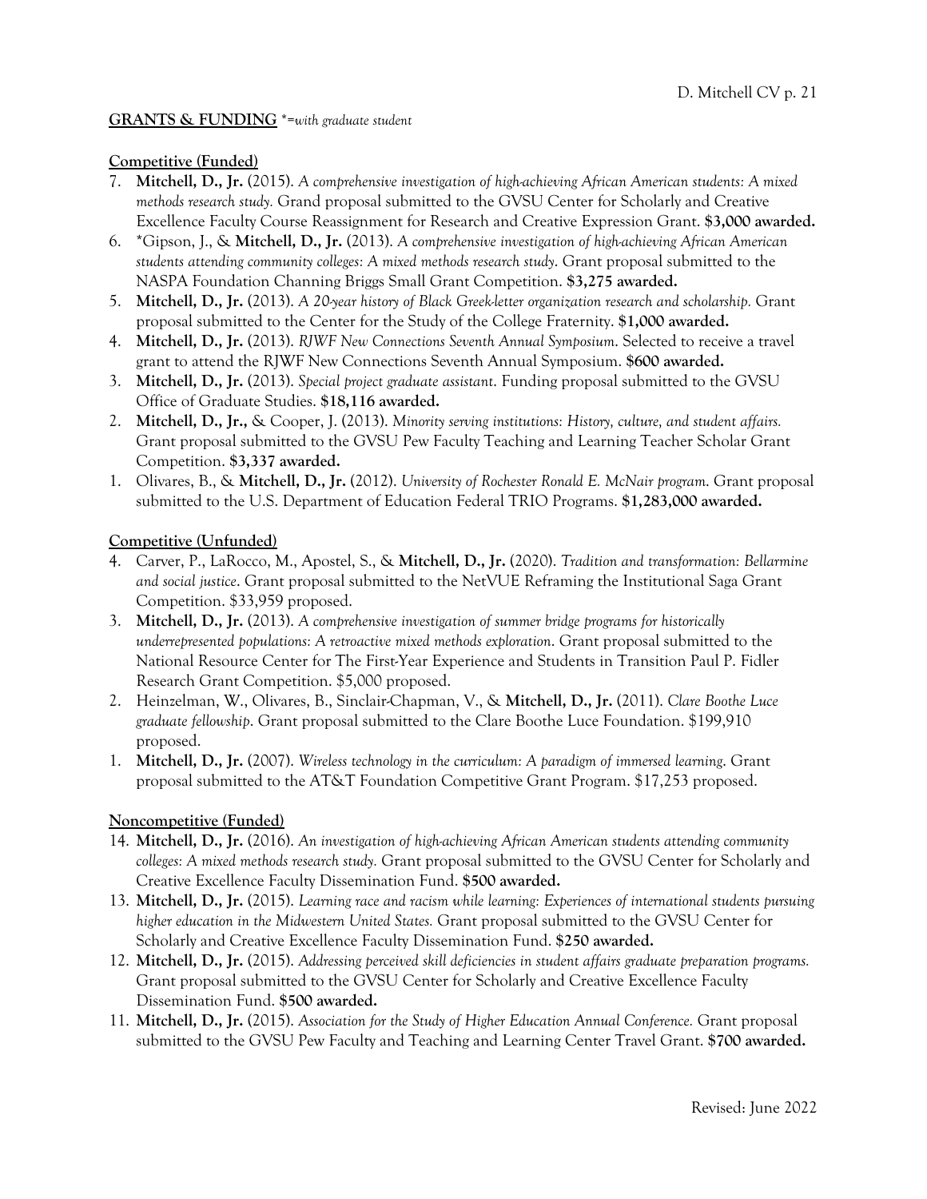**GRANTS & FUNDING** *\*=with graduate student*

**Competitive (Funded)**

7. **Mitchell, D., Jr.** (2015). *A comprehensive investigation of high-achieving African American students: A mixed methods research study.* Grand proposal submitted to the GVSU Center for Scholarly and Creative Excellence Faculty Course Reassignment for Research and Creative Expression Grant. **$3,000 awarded.**
6. \*Gipson, J., & **Mitchell, D., Jr.** (2013). *A comprehensive investigation of high-achieving African American students attending community colleges: A mixed methods research study*. Grant proposal submitted to the NASPA Foundation Channing Briggs Small Grant Competition. **$3,275 awarded.**
5. **Mitchell, D., Jr.** (2013). *A 20-year history of Black Greek-letter organization research and scholarship*. Grant proposal submitted to the Center for the Study of the College Fraternity. **$1,000 awarded.**
4. **Mitchell, D., Jr.** (2013). *RJWF New Connections Seventh Annual Symposium*. Selected to receive a travel grant to attend the RJWF New Connections Seventh Annual Symposium. **$600 awarded.**
3. **Mitchell, D., Jr.** (2013). *Special project graduate assistant*. Funding proposal submitted to the GVSU Office of Graduate Studies. **$18,116 awarded.**
2. **Mitchell, D., Jr.,** & Cooper, J. (2013). *Minority serving institutions: History, culture, and student affairs.* Grant proposal submitted to the GVSU Pew Faculty Teaching and Learning Teacher Scholar Grant Competition. **$3,337 awarded.**
1. Olivares, B., & **Mitchell, D., Jr.** (2012). *University of Rochester Ronald E. McNair program*. Grant proposal submitted to the U.S. Department of Education Federal TRIO Programs. **$1,283,000 awarded.**

**Competitive (Unfunded)**

4. Carver, P., LaRocco, M., Apostel, S., & **Mitchell, D., Jr.** (2020). *Tradition and transformation: Bellarmine and social justice*. Grant proposal submitted to the NetVUE Reframing the Institutional Saga Grant Competition. $33,959 proposed.
3. **Mitchell, D., Jr.** (2013). *A comprehensive investigation of summer bridge programs for historically underrepresented populations: A retroactive mixed methods exploration*. Grant proposal submitted to the National Resource Center for The First-Year Experience and Students in Transition Paul P. Fidler Research Grant Competition. $5,000 proposed.
2. Heinzelman, W., Olivares, B., Sinclair-Chapman, V., & **Mitchell, D., Jr.** (2011). *Clare Boothe Luce graduate fellowship*. Grant proposal submitted to the Clare Boothe Luce Foundation. $199,910 proposed.
1. **Mitchell, D., Jr.** (2007). *Wireless technology in the curriculum: A paradigm of immersed learning*. Grant proposal submitted to the AT&T Foundation Competitive Grant Program. $17,253 proposed.

**Noncompetitive (Funded)**

14. **Mitchell, D., Jr.** (2016). *An investigation of high-achieving African American students attending community colleges: A mixed methods research study.* Grant proposal submitted to the GVSU Center for Scholarly and Creative Excellence Faculty Dissemination Fund. **$500 awarded.**
13. **Mitchell, D., Jr.** (2015). *Learning race and racism while learning: Experiences of international students pursuing higher education in the Midwestern United States.* Grant proposal submitted to the GVSU Center for Scholarly and Creative Excellence Faculty Dissemination Fund. **$250 awarded.**
12. **Mitchell, D., Jr.** (2015). *Addressing perceived skill deficiencies in student affairs graduate preparation programs.* Grant proposal submitted to the GVSU Center for Scholarly and Creative Excellence Faculty Dissemination Fund. **$500 awarded.**
11. **Mitchell, D., Jr.** (2015). *Association for the Study of Higher Education Annual Conference.* Grant proposal submitted to the GVSU Pew Faculty and Teaching and Learning Center Travel Grant. **$700 awarded.**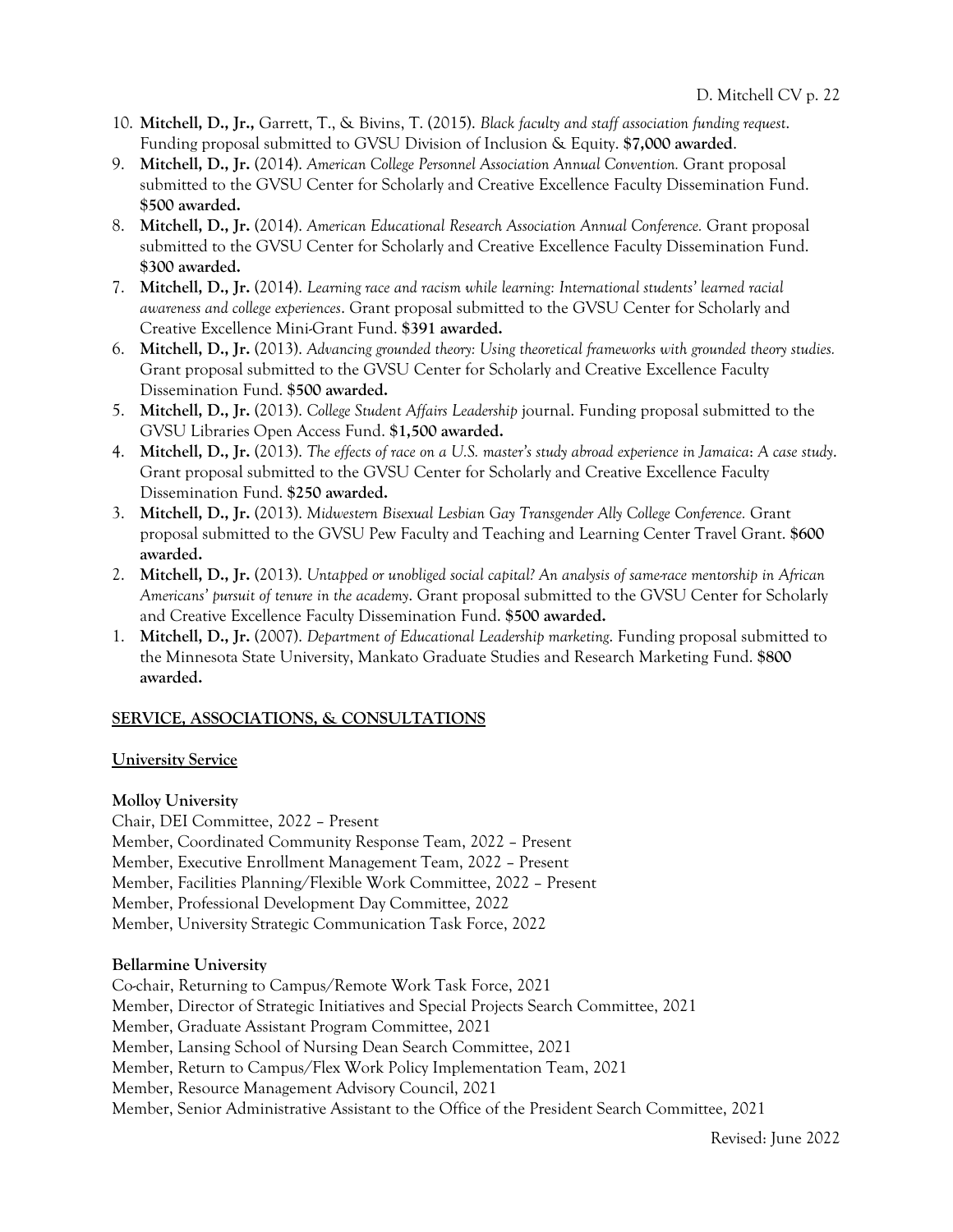10. **Mitchell, D., Jr.,** Garrett, T., & Bivins, T. (2015). *Black faculty and staff association funding request*. Funding proposal submitted to GVSU Division of Inclusion & Equity. **$7,000 awarded**.
9. **Mitchell, D., Jr.** (2014). *American College Personnel Association Annual Convention.* Grant proposal submitted to the GVSU Center for Scholarly and Creative Excellence Faculty Dissemination Fund. **$500 awarded.**
8. **Mitchell, D., Jr.** (2014). *American Educational Research Association Annual Conference.* Grant proposal submitted to the GVSU Center for Scholarly and Creative Excellence Faculty Dissemination Fund. **$300 awarded.**
7. **Mitchell, D., Jr.** (2014). *Learning race and racism while learning: International students' learned racial awareness and college experiences*. Grant proposal submitted to the GVSU Center for Scholarly and Creative Excellence Mini-Grant Fund. **$391 awarded.**
6. **Mitchell, D., Jr.** (2013). *Advancing grounded theory: Using theoretical frameworks with grounded theory studies.* Grant proposal submitted to the GVSU Center for Scholarly and Creative Excellence Faculty Dissemination Fund. **$500 awarded.**
5. **Mitchell, D., Jr.** (2013). *College Student Affairs Leadership* journal. Funding proposal submitted to the GVSU Libraries Open Access Fund. **$1,500 awarded.**
4. **Mitchell, D., Jr.** (2013). *The effects of race on a U.S. master's study abroad experience in Jamaica: A case study*. Grant proposal submitted to the GVSU Center for Scholarly and Creative Excellence Faculty Dissemination Fund. **$250 awarded.**
3. **Mitchell, D., Jr.** (2013). *Midwestern Bisexual Lesbian Gay Transgender Ally College Conference.* Grant proposal submitted to the GVSU Pew Faculty and Teaching and Learning Center Travel Grant. **$600 awarded.**
2. **Mitchell, D., Jr.** (2013). *Untapped or unobliged social capital? An analysis of same-race mentorship in African Americans' pursuit of tenure in the academy*. Grant proposal submitted to the GVSU Center for Scholarly and Creative Excellence Faculty Dissemination Fund. **$500 awarded.**
1. **Mitchell, D., Jr.** (2007). *Department of Educational Leadership marketing*. Funding proposal submitted to the Minnesota State University, Mankato Graduate Studies and Research Marketing Fund. **$800 awarded.**

## SERVICE, ASSOCIATIONS, & CONSULTATIONS

### University Service

**Molloy University**

Chair, DEI Committee, 2022 – Present
Member, Coordinated Community Response Team, 2022 – Present
Member, Executive Enrollment Management Team, 2022 – Present
Member, Facilities Planning/Flexible Work Committee, 2022 – Present
Member, Professional Development Day Committee, 2022
Member, University Strategic Communication Task Force, 2022

**Bellarmine University**

Co-chair, Returning to Campus/Remote Work Task Force, 2021
Member, Director of Strategic Initiatives and Special Projects Search Committee, 2021
Member, Graduate Assistant Program Committee, 2021
Member, Lansing School of Nursing Dean Search Committee, 2021
Member, Return to Campus/Flex Work Policy Implementation Team, 2021
Member, Resource Management Advisory Council, 2021
Member, Senior Administrative Assistant to the Office of the President Search Committee, 2021

Revised: June 2022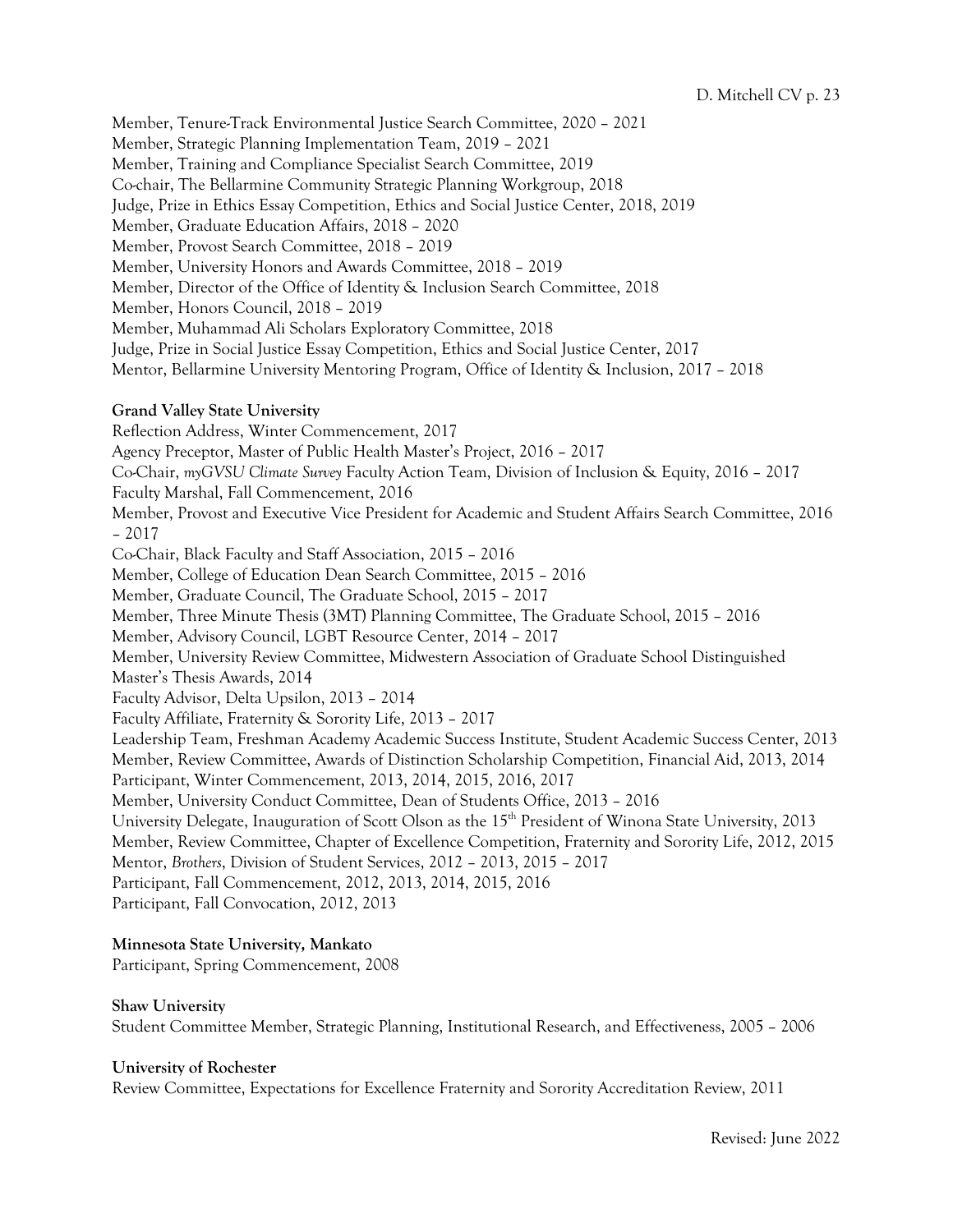Member, Tenure-Track Environmental Justice Search Committee, 2020 – 2021
Member, Strategic Planning Implementation Team, 2019 – 2021
Member, Training and Compliance Specialist Search Committee, 2019
Co-chair, The Bellarmine Community Strategic Planning Workgroup, 2018
Judge, Prize in Ethics Essay Competition, Ethics and Social Justice Center, 2018, 2019
Member, Graduate Education Affairs, 2018 – 2020
Member, Provost Search Committee, 2018 – 2019
Member, University Honors and Awards Committee, 2018 – 2019
Member, Director of the Office of Identity & Inclusion Search Committee, 2018
Member, Honors Council, 2018 – 2019
Member, Muhammad Ali Scholars Exploratory Committee, 2018
Judge, Prize in Social Justice Essay Competition, Ethics and Social Justice Center, 2017
Mentor, Bellarmine University Mentoring Program, Office of Identity & Inclusion, 2017 – 2018

**Grand Valley State University**
Reflection Address, Winter Commencement, 2017
Agency Preceptor, Master of Public Health Master's Project, 2016 – 2017
Co-Chair, *myGVSU Climate Survey* Faculty Action Team, Division of Inclusion & Equity, 2016 – 2017
Faculty Marshal, Fall Commencement, 2016
Member, Provost and Executive Vice President for Academic and Student Affairs Search Committee, 2016 – 2017
Co-Chair, Black Faculty and Staff Association, 2015 – 2016
Member, College of Education Dean Search Committee, 2015 – 2016
Member, Graduate Council, The Graduate School, 2015 – 2017
Member, Three Minute Thesis (3MT) Planning Committee, The Graduate School, 2015 – 2016
Member, Advisory Council, LGBT Resource Center, 2014 – 2017
Member, University Review Committee, Midwestern Association of Graduate School Distinguished Master's Thesis Awards, 2014
Faculty Advisor, Delta Upsilon, 2013 – 2014
Faculty Affiliate, Fraternity & Sorority Life, 2013 – 2017
Leadership Team, Freshman Academy Academic Success Institute, Student Academic Success Center, 2013
Member, Review Committee, Awards of Distinction Scholarship Competition, Financial Aid, 2013, 2014
Participant, Winter Commencement, 2013, 2014, 2015, 2016, 2017
Member, University Conduct Committee, Dean of Students Office, 2013 – 2016
University Delegate, Inauguration of Scott Olson as the 15th President of Winona State University, 2013
Member, Review Committee, Chapter of Excellence Competition, Fraternity and Sorority Life, 2012, 2015
Mentor, *Brothers*, Division of Student Services, 2012 – 2013, 2015 – 2017
Participant, Fall Commencement, 2012, 2013, 2014, 2015, 2016
Participant, Fall Convocation, 2012, 2013

**Minnesota State University, Mankato**
Participant, Spring Commencement, 2008

**Shaw University**
Student Committee Member, Strategic Planning, Institutional Research, and Effectiveness, 2005 – 2006

**University of Rochester**
Review Committee, Expectations for Excellence Fraternity and Sorority Accreditation Review, 2011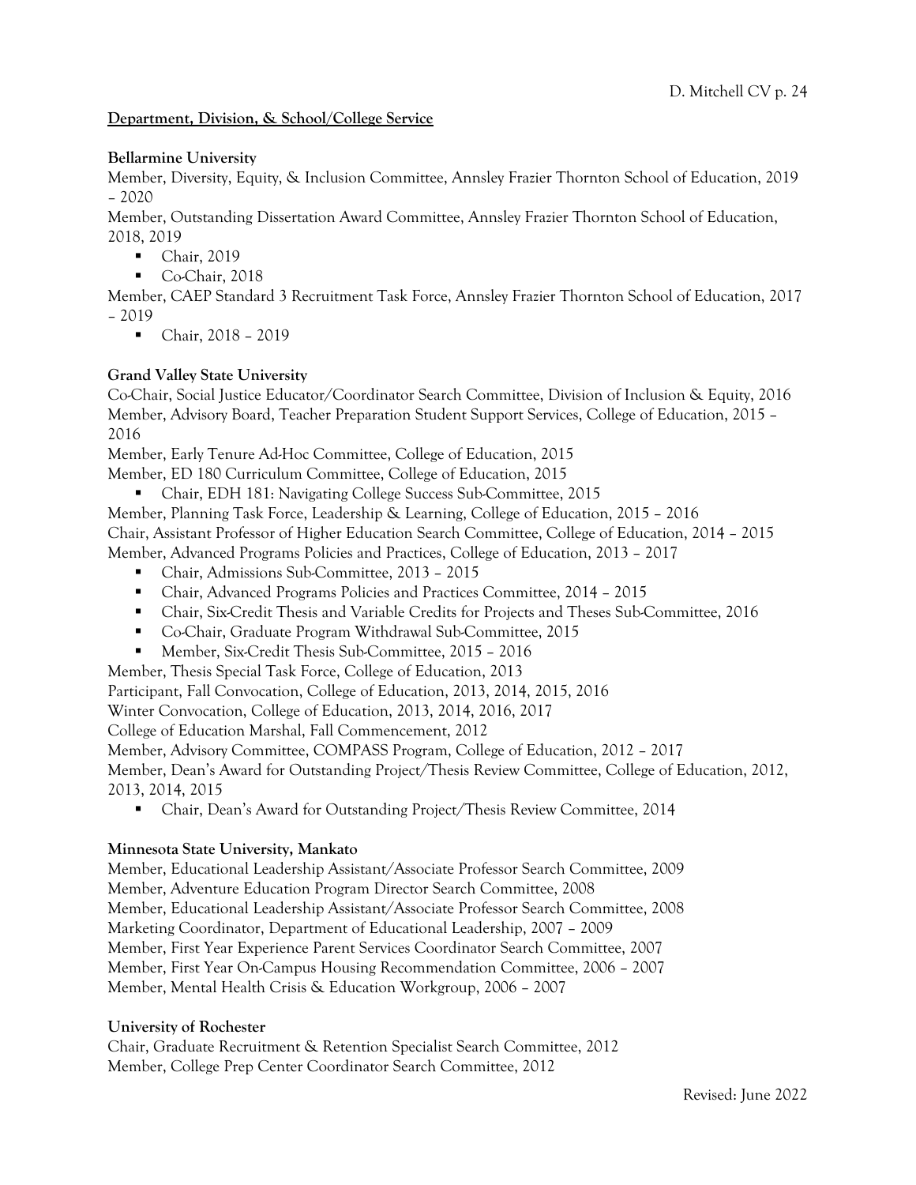**Department, Division, & School/College Service**

**Bellarmine University**

Member, Diversity, Equity, & Inclusion Committee, Annsley Frazier Thornton School of Education, 2019 – 2020

Member, Outstanding Dissertation Award Committee, Annsley Frazier Thornton School of Education, 2018, 2019

- Chair, 2019
- Co-Chair, 2018

Member, CAEP Standard 3 Recruitment Task Force, Annsley Frazier Thornton School of Education, 2017 – 2019

- Chair, 2018 – 2019

**Grand Valley State University**

Co-Chair, Social Justice Educator/Coordinator Search Committee, Division of Inclusion & Equity, 2016

Member, Advisory Board, Teacher Preparation Student Support Services, College of Education, 2015 – 2016

Member, Early Tenure Ad-Hoc Committee, College of Education, 2015

Member, ED 180 Curriculum Committee, College of Education, 2015

- Chair, EDH 181: Navigating College Success Sub-Committee, 2015

Member, Planning Task Force, Leadership & Learning, College of Education, 2015 – 2016

Chair, Assistant Professor of Higher Education Search Committee, College of Education, 2014 – 2015

Member, Advanced Programs Policies and Practices, College of Education, 2013 – 2017

- Chair, Admissions Sub-Committee, 2013 – 2015
- Chair, Advanced Programs Policies and Practices Committee, 2014 – 2015
- Chair, Six-Credit Thesis and Variable Credits for Projects and Theses Sub-Committee, 2016
- Co-Chair, Graduate Program Withdrawal Sub-Committee, 2015
- Member, Six-Credit Thesis Sub-Committee, 2015 – 2016

Member, Thesis Special Task Force, College of Education, 2013

Participant, Fall Convocation, College of Education, 2013, 2014, 2015, 2016

Winter Convocation, College of Education, 2013, 2014, 2016, 2017

College of Education Marshal, Fall Commencement, 2012

Member, Advisory Committee, COMPASS Program, College of Education, 2012 – 2017

Member, Dean's Award for Outstanding Project/Thesis Review Committee, College of Education, 2012, 2013, 2014, 2015

- Chair, Dean's Award for Outstanding Project/Thesis Review Committee, 2014

**Minnesota State University, Mankato**

Member, Educational Leadership Assistant/Associate Professor Search Committee, 2009

Member, Adventure Education Program Director Search Committee, 2008

Member, Educational Leadership Assistant/Associate Professor Search Committee, 2008

Marketing Coordinator, Department of Educational Leadership, 2007 – 2009

Member, First Year Experience Parent Services Coordinator Search Committee, 2007

Member, First Year On-Campus Housing Recommendation Committee, 2006 – 2007

Member, Mental Health Crisis & Education Workgroup, 2006 – 2007

**University of Rochester**

Chair, Graduate Recruitment & Retention Specialist Search Committee, 2012

Member, College Prep Center Coordinator Search Committee, 2012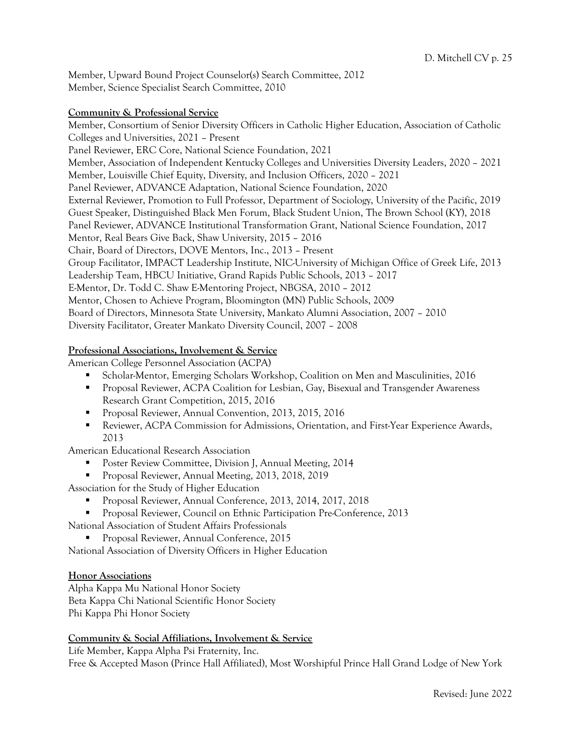Member, Upward Bound Project Counselor(s) Search Committee, 2012
Member, Science Specialist Search Committee, 2010

**Community & Professional Service**

Member, Consortium of Senior Diversity Officers in Catholic Higher Education, Association of Catholic Colleges and Universities, 2021 – Present
Panel Reviewer, ERC Core, National Science Foundation, 2021
Member, Association of Independent Kentucky Colleges and Universities Diversity Leaders, 2020 – 2021
Member, Louisville Chief Equity, Diversity, and Inclusion Officers, 2020 – 2021
Panel Reviewer, ADVANCE Adaptation, National Science Foundation, 2020
External Reviewer, Promotion to Full Professor, Department of Sociology, University of the Pacific, 2019
Guest Speaker, Distinguished Black Men Forum, Black Student Union, The Brown School (KY), 2018
Panel Reviewer, ADVANCE Institutional Transformation Grant, National Science Foundation, 2017
Mentor, Real Bears Give Back, Shaw University, 2015 – 2016
Chair, Board of Directors, DOVE Mentors, Inc., 2013 – Present
Group Facilitator, IMPACT Leadership Institute, NIC-University of Michigan Office of Greek Life, 2013
Leadership Team, HBCU Initiative, Grand Rapids Public Schools, 2013 – 2017
E-Mentor, Dr. Todd C. Shaw E-Mentoring Project, NBGSA, 2010 – 2012
Mentor, Chosen to Achieve Program, Bloomington (MN) Public Schools, 2009
Board of Directors, Minnesota State University, Mankato Alumni Association, 2007 – 2010
Diversity Facilitator, Greater Mankato Diversity Council, 2007 – 2008

**Professional Associations, Involvement & Service**

American College Personnel Association (ACPA)

- Scholar-Mentor, Emerging Scholars Workshop, Coalition on Men and Masculinities, 2016
- Proposal Reviewer, ACPA Coalition for Lesbian, Gay, Bisexual and Transgender Awareness Research Grant Competition, 2015, 2016
- Proposal Reviewer, Annual Convention, 2013, 2015, 2016
- Reviewer, ACPA Commission for Admissions, Orientation, and First-Year Experience Awards, 2013

American Educational Research Association

- Poster Review Committee, Division J, Annual Meeting, 2014
- Proposal Reviewer, Annual Meeting, 2013, 2018, 2019

Association for the Study of Higher Education

- Proposal Reviewer, Annual Conference, 2013, 2014, 2017, 2018
- Proposal Reviewer, Council on Ethnic Participation Pre-Conference, 2013

National Association of Student Affairs Professionals

- Proposal Reviewer, Annual Conference, 2015

National Association of Diversity Officers in Higher Education

**Honor Associations**

Alpha Kappa Mu National Honor Society
Beta Kappa Chi National Scientific Honor Society
Phi Kappa Phi Honor Society

**Community & Social Affiliations, Involvement & Service**

Life Member, Kappa Alpha Psi Fraternity, Inc.
Free & Accepted Mason (Prince Hall Affiliated), Most Worshipful Prince Hall Grand Lodge of New York

Revised: June 2022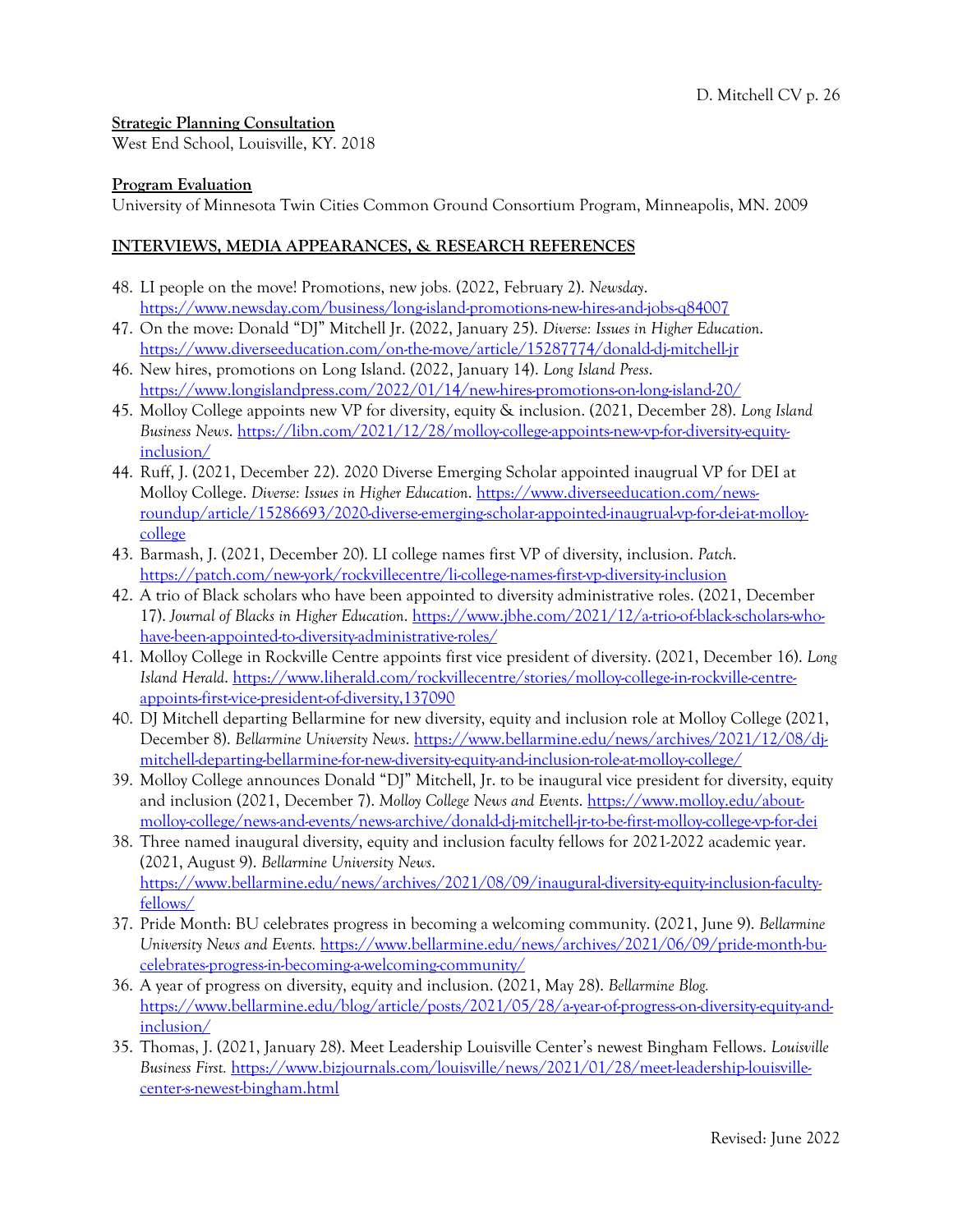**Strategic Planning Consultation**
West End School, Louisville, KY. 2018

**Program Evaluation**
University of Minnesota Twin Cities Common Ground Consortium Program, Minneapolis, MN. 2009

## INTERVIEWS, MEDIA APPEARANCES, & RESEARCH REFERENCES

48. LI people on the move! Promotions, new jobs. (2022, February 2). *Newsday*. https://www.newsday.com/business/long-island-promotions-new-hires-and-jobs-q84007
47. On the move: Donald "DJ" Mitchell Jr. (2022, January 25). *Diverse: Issues in Higher Education*. https://www.diverseeducation.com/on-the-move/article/15287774/donald-dj-mitchell-jr
46. New hires, promotions on Long Island. (2022, January 14). *Long Island Press*. https://www.longislandpress.com/2022/01/14/new-hires-promotions-on-long-island-20/
45. Molloy College appoints new VP for diversity, equity & inclusion. (2021, December 28). *Long Island Business News*. https://libn.com/2021/12/28/molloy-college-appoints-new-vp-for-diversity-equity-inclusion/
44. Ruff, J. (2021, December 22). 2020 Diverse Emerging Scholar appointed inaugural VP for DEI at Molloy College. *Diverse: Issues in Higher Education*. https://www.diverseeducation.com/news-roundup/article/15286693/2020-diverse-emerging-scholar-appointed-inaugural-vp-for-dei-at-molloy-college
43. Barmash, J. (2021, December 20). LI college names first VP of diversity, inclusion. *Patch*. https://patch.com/new-york/rockvillecentre/li-college-names-first-vp-diversity-inclusion
42. A trio of Black scholars who have been appointed to diversity administrative roles. (2021, December 17). *Journal of Blacks in Higher Education*. https://www.jbhe.com/2021/12/a-trio-of-black-scholars-who-have-been-appointed-to-diversity-administrative-roles/
41. Molloy College in Rockville Centre appoints first vice president of diversity. (2021, December 16). *Long Island Herald*. https://www.liherald.com/rockvillecentre/stories/molloy-college-in-rockville-centre-appoints-first-vice-president-of-diversity,137090
40. DJ Mitchell departing Bellarmine for new diversity, equity and inclusion role at Molloy College (2021, December 8). *Bellarmine University News*. https://www.bellarmine.edu/news/archives/2021/12/08/dj-mitchell-departing-bellarmine-for-new-diversity-equity-and-inclusion-role-at-molloy-college/
39. Molloy College announces Donald "DJ" Mitchell, Jr. to be inaugural vice president for diversity, equity and inclusion (2021, December 7). *Molloy College News and Events*. https://www.molloy.edu/about-molloy-college/news-and-events/news-archive/donald-dj-mitchell-jr-to-be-first-molloy-college-vp-for-dei
38. Three named inaugural diversity, equity and inclusion faculty fellows for 2021-2022 academic year. (2021, August 9). *Bellarmine University News*. https://www.bellarmine.edu/news/archives/2021/08/09/inaugural-diversity-equity-inclusion-faculty-fellows/
37. Pride Month: BU celebrates progress in becoming a welcoming community. (2021, June 9). *Bellarmine University News and Events.* https://www.bellarmine.edu/news/archives/2021/06/09/pride-month-bu-celebrates-progress-in-becoming-a-welcoming-community/
36. A year of progress on diversity, equity and inclusion. (2021, May 28). *Bellarmine Blog.* https://www.bellarmine.edu/blog/article/posts/2021/05/28/a-year-of-progress-on-diversity-equity-and-inclusion/
35. Thomas, J. (2021, January 28). Meet Leadership Louisville Center's newest Bingham Fellows. *Louisville Business First.* https://www.bizjournals.com/louisville/news/2021/01/28/meet-leadership-louisville-center-s-newest-bingham.html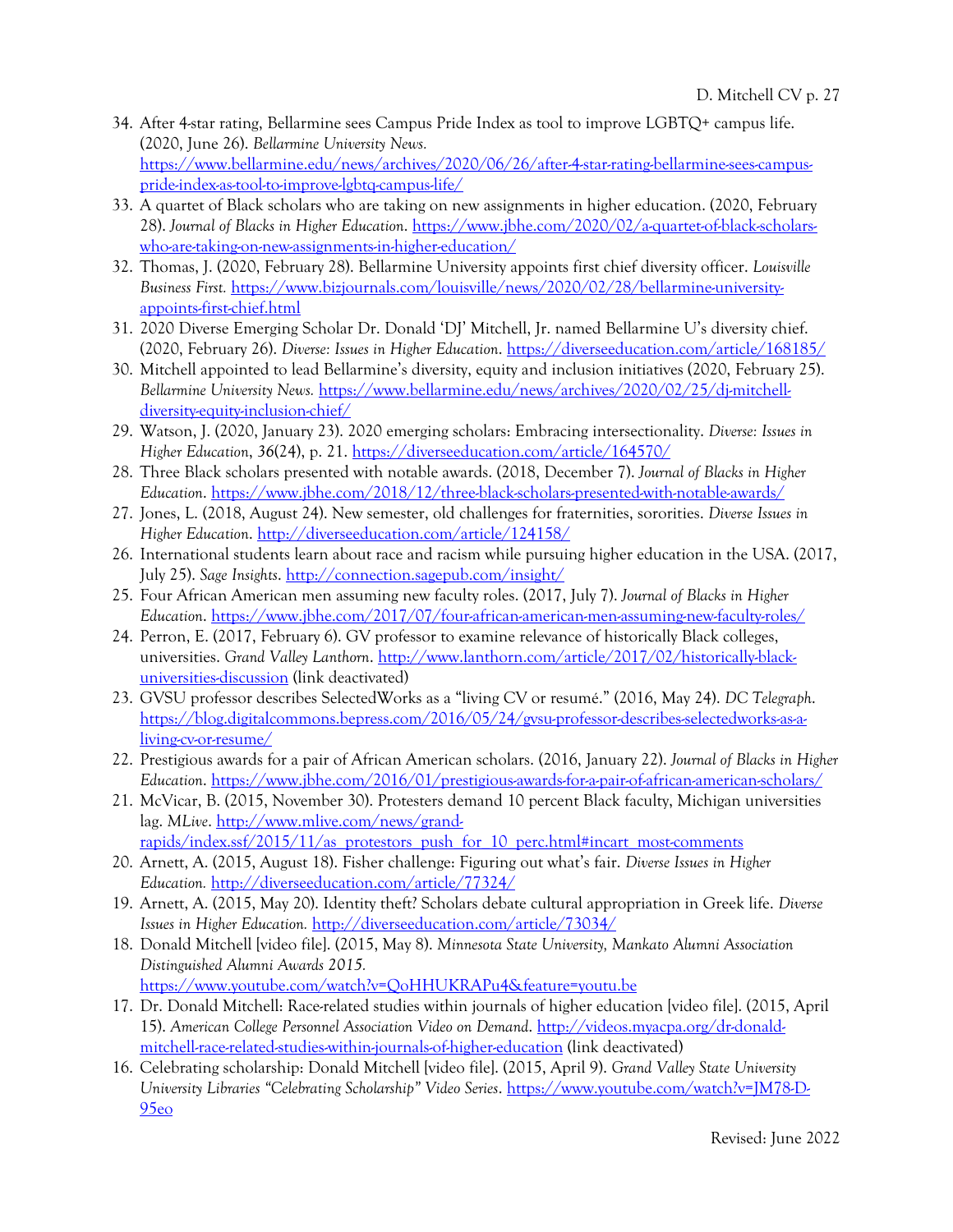34. After 4-star rating, Bellarmine sees Campus Pride Index as tool to improve LGBTQ+ campus life. (2020, June 26). *Bellarmine University News.* https://www.bellarmine.edu/news/archives/2020/06/26/after-4-star-rating-bellarmine-sees-campus-pride-index-as-tool-to-improve-lgbtq-campus-life/
33. A quartet of Black scholars who are taking on new assignments in higher education. (2020, February 28). *Journal of Blacks in Higher Education*. https://www.jbhe.com/2020/02/a-quartet-of-black-scholars-who-are-taking-on-new-assignments-in-higher-education/
32. Thomas, J. (2020, February 28). Bellarmine University appoints first chief diversity officer. *Louisville Business First.* https://www.bizjournals.com/louisville/news/2020/02/28/bellarmine-university-appoints-first-chief.html
31. 2020 Diverse Emerging Scholar Dr. Donald 'DJ' Mitchell, Jr. named Bellarmine U's diversity chief. (2020, February 26). *Diverse: Issues in Higher Education*. https://diverseeducation.com/article/168185/
30. Mitchell appointed to lead Bellarmine's diversity, equity and inclusion initiatives (2020, February 25). *Bellarmine University News.* https://www.bellarmine.edu/news/archives/2020/02/25/dj-mitchell-diversity-equity-inclusion-chief/
29. Watson, J. (2020, January 23). 2020 emerging scholars: Embracing intersectionality. *Diverse: Issues in Higher Education*, *36*(24), p. 21. https://diverseeducation.com/article/164570/
28. Three Black scholars presented with notable awards. (2018, December 7). *Journal of Blacks in Higher Education*. https://www.jbhe.com/2018/12/three-black-scholars-presented-with-notable-awards/
27. Jones, L. (2018, August 24). New semester, old challenges for fraternities, sororities. *Diverse Issues in Higher Education*. http://diverseeducation.com/article/124158/
26. International students learn about race and racism while pursuing higher education in the USA. (2017, July 25). *Sage Insights*. http://connection.sagepub.com/insight/
25. Four African American men assuming new faculty roles. (2017, July 7). *Journal of Blacks in Higher Education*. https://www.jbhe.com/2017/07/four-african-american-men-assuming-new-faculty-roles/
24. Perron, E. (2017, February 6). GV professor to examine relevance of historically Black colleges, universities. *Grand Valley Lanthorn*. http://www.lanthorn.com/article/2017/02/historically-black-universities-discussion (link deactivated)
23. GVSU professor describes SelectedWorks as a "living CV or resumé." (2016, May 24). *DC Telegraph*. https://blog.digitalcommons.bepress.com/2016/05/24/gvsu-professor-describes-selectedworks-as-a-living-cv-or-resume/
22. Prestigious awards for a pair of African American scholars. (2016, January 22). *Journal of Blacks in Higher Education*. https://www.jbhe.com/2016/01/prestigious-awards-for-a-pair-of-african-american-scholars/
21. McVicar, B. (2015, November 30). Protesters demand 10 percent Black faculty, Michigan universities lag. *MLive*. http://www.mlive.com/news/grand-rapids/index.ssf/2015/11/as_protestors_push_for_10_perc.html#incart_most-comments
20. Arnett, A. (2015, August 18). Fisher challenge: Figuring out what's fair. *Diverse Issues in Higher Education.* http://diverseeducation.com/article/77324/
19. Arnett, A. (2015, May 20). Identity theft? Scholars debate cultural appropriation in Greek life. *Diverse Issues in Higher Education.* http://diverseeducation.com/article/73034/
18. Donald Mitchell [video file]. (2015, May 8). *Minnesota State University, Mankato Alumni Association Distinguished Alumni Awards 2015.* https://www.youtube.com/watch?v=QoHHUKRAPu4&feature=youtu.be
17. Dr. Donald Mitchell: Race-related studies within journals of higher education [video file]. (2015, April 15). *American College Personnel Association Video on Demand*. http://videos.myacpa.org/dr-donald-mitchell-race-related-studies-within-journals-of-higher-education (link deactivated)
16. Celebrating scholarship: Donald Mitchell [video file]. (2015, April 9). *Grand Valley State University University Libraries "Celebrating Scholarship" Video Series*. https://www.youtube.com/watch?v=JM78-D-95eo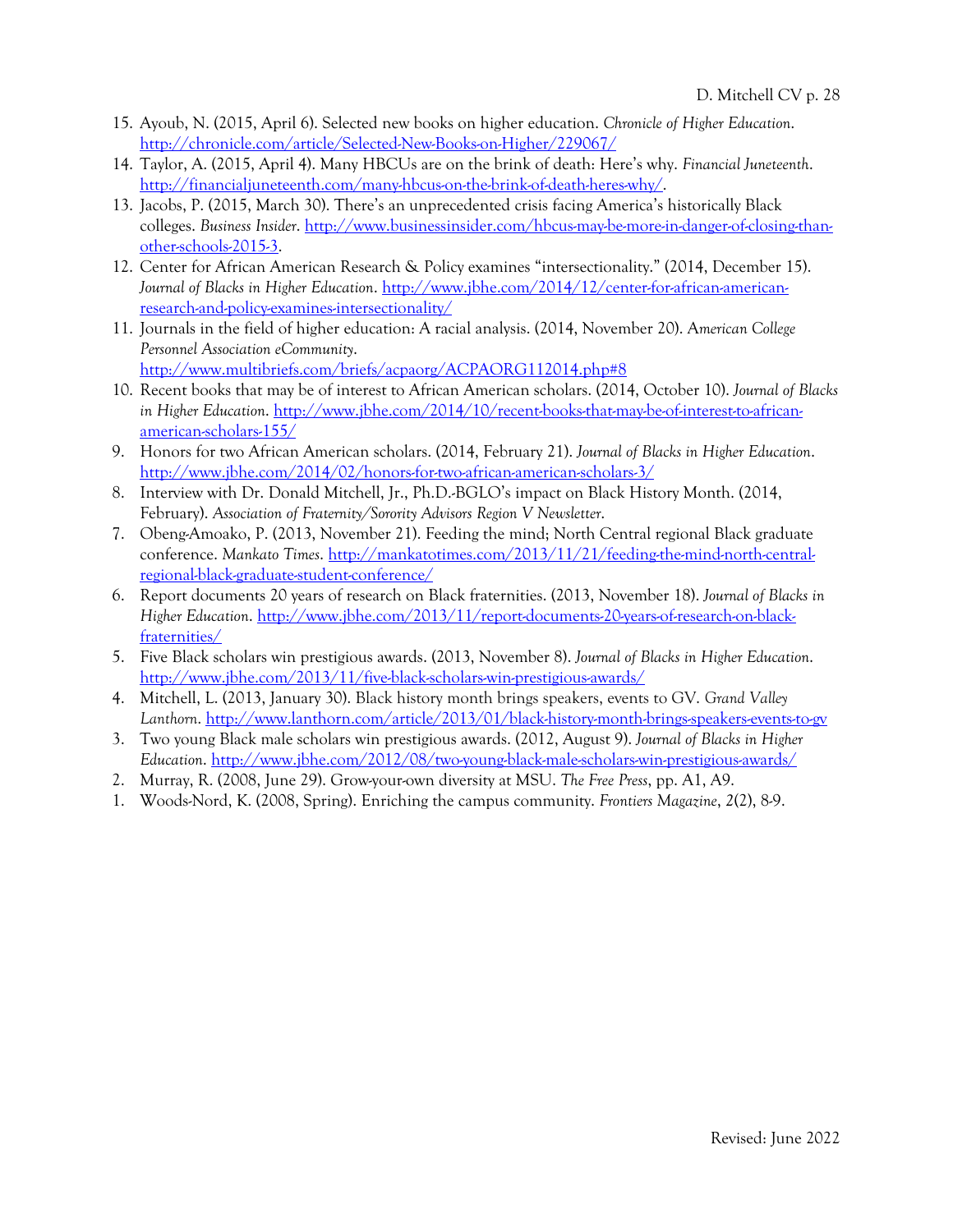15. Ayoub, N. (2015, April 6). Selected new books on higher education. *Chronicle of Higher Education*. [http://chronicle.com/article/Selected-New-Books-on-Higher/229067/](http://chronicle.com/article/Selected-New-Books-on-Higher/229067/)
14. Taylor, A. (2015, April 4). Many HBCUs are on the brink of death: Here's why. *Financial Juneteenth*. [http://financialjuneteenth.com/many-hbcus-on-the-brink-of-death-heres-why/](http://financialjuneteenth.com/many-hbcus-on-the-brink-of-death-heres-why/).
13. Jacobs, P. (2015, March 30). There's an unprecedented crisis facing America's historically Black colleges. *Business Insider*. [http://www.businessinsider.com/hbcus-may-be-more-in-danger-of-closing-than-other-schools-2015-3](http://www.businessinsider.com/hbcus-may-be-more-in-danger-of-closing-than-other-schools-2015-3).
12. Center for African American Research & Policy examines "intersectionality." (2014, December 15). *Journal of Blacks in Higher Education*. [http://www.jbhe.com/2014/12/center-for-african-american-research-and-policy-examines-intersectionality/](http://www.jbhe.com/2014/12/center-for-african-american-research-and-policy-examines-intersectionality/)
11. Journals in the field of higher education: A racial analysis. (2014, November 20). *American College Personnel Association eCommunity*. [http://www.multibriefs.com/briefs/acpaorg/ACPAORG112014.php#8](http://www.multibriefs.com/briefs/acpaorg/ACPAORG112014.php#8)
10. Recent books that may be of interest to African American scholars. (2014, October 10). *Journal of Blacks in Higher Education*. [http://www.jbhe.com/2014/10/recent-books-that-may-be-of-interest-to-african-american-scholars-155/](http://www.jbhe.com/2014/10/recent-books-that-may-be-of-interest-to-african-american-scholars-155/)
9. Honors for two African American scholars. (2014, February 21). *Journal of Blacks in Higher Education*. [http://www.jbhe.com/2014/02/honors-for-two-african-american-scholars-3/](http://www.jbhe.com/2014/02/honors-for-two-african-american-scholars-3/)
8. Interview with Dr. Donald Mitchell, Jr., Ph.D.-BGLO's impact on Black History Month. (2014, February). *Association of Fraternity/Sorority Advisors Region V Newsletter*.
7. Obeng-Amoako, P. (2013, November 21). Feeding the mind; North Central regional Black graduate conference. *Mankato Times*. [http://mankatotimes.com/2013/11/21/feeding-the-mind-north-central-regional-black-graduate-student-conference/](http://mankatotimes.com/2013/11/21/feeding-the-mind-north-central-regional-black-graduate-student-conference/)
6. Report documents 20 years of research on Black fraternities. (2013, November 18). *Journal of Blacks in Higher Education*. [http://www.jbhe.com/2013/11/report-documents-20-years-of-research-on-black-fraternities/](http://www.jbhe.com/2013/11/report-documents-20-years-of-research-on-black-fraternities/)
5. Five Black scholars win prestigious awards. (2013, November 8). *Journal of Blacks in Higher Education*. [http://www.jbhe.com/2013/11/five-black-scholars-win-prestigious-awards/](http://www.jbhe.com/2013/11/five-black-scholars-win-prestigious-awards/)
4. Mitchell, L. (2013, January 30). Black history month brings speakers, events to GV. *Grand Valley Lanthorn*. [http://www.lanthorn.com/article/2013/01/black-history-month-brings-speakers-events-to-gv](http://www.lanthorn.com/article/2013/01/black-history-month-brings-speakers-events-to-gv)
3. Two young Black male scholars win prestigious awards. (2012, August 9). *Journal of Blacks in Higher Education*. [http://www.jbhe.com/2012/08/two-young-black-male-scholars-win-prestigious-awards/](http://www.jbhe.com/2012/08/two-young-black-male-scholars-win-prestigious-awards/)
2. Murray, R. (2008, June 29). Grow-your-own diversity at MSU. *The Free Press*, pp. A1, A9.
1. Woods-Nord, K. (2008, Spring). Enriching the campus community. *Frontiers Magazine*, *2*(2), 8-9.

Revised: June 2022